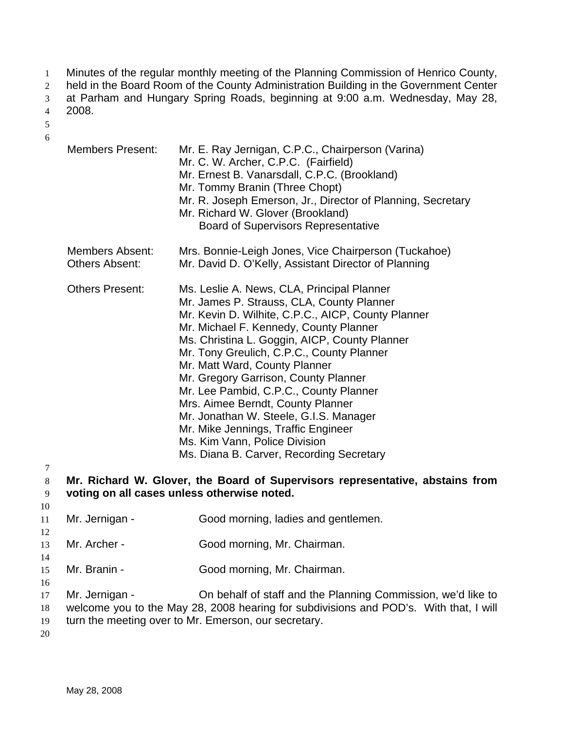Minutes of the regular monthly meeting of the Planning Commission of Henrico County, held in the Board Room of the County Administration Building in the Government Center at Parham and Hungary Spring Roads, beginning at 9:00 a.m. Wednesday, May 28, 2008.

| | |
|---|---|
| Members Present: | Mr. E. Ray Jernigan, C.P.C., Chairperson (Varina)<br>Mr. C. W. Archer, C.P.C. (Fairfield)<br>Mr. Ernest B. Vanarsdall, C.P.C. (Brookland)<br>Mr. Tommy Branin (Three Chopt)<br>Mr. R. Joseph Emerson, Jr., Director of Planning, Secretary<br>Mr. Richard W. Glover (Brookland)<br>Board of Supervisors Representative |
| Members Absent: | Mrs. Bonnie-Leigh Jones, Vice Chairperson (Tuckahoe) |
| Others Absent: | Mr. David D. O'Kelly, Assistant Director of Planning |
| Others Present: | Ms. Leslie A. News, CLA, Principal Planner<br>Mr. James P. Strauss, CLA, County Planner<br>Mr. Kevin D. Wilhite, C.P.C., AICP, County Planner<br>Mr. Michael F. Kennedy, County Planner<br>Ms. Christina L. Goggin, AICP, County Planner<br>Mr. Tony Greulich, C.P.C., County Planner<br>Mr. Matt Ward, County Planner<br>Mr. Gregory Garrison, County Planner<br>Mr. Lee Pambid, C.P.C., County Planner<br>Mrs. Aimee Berndt, County Planner<br>Mr. Jonathan W. Steele, G.I.S. Manager<br>Mr. Mike Jennings, Traffic Engineer<br>Ms. Kim Vann, Police Division<br>Ms. Diana B. Carver, Recording Secretary |

**Mr. Richard W. Glover, the Board of Supervisors representative, abstains from voting on all cases unless otherwise noted.**

Mr. Jernigan - Good morning, ladies and gentlemen.

Mr. Archer - Good morning, Mr. Chairman.

Mr. Branin - Good morning, Mr. Chairman.

Mr. Jernigan - On behalf of staff and the Planning Commission, we'd like to welcome you to the May 28, 2008 hearing for subdivisions and POD's. With that, I will turn the meeting over to Mr. Emerson, our secretary.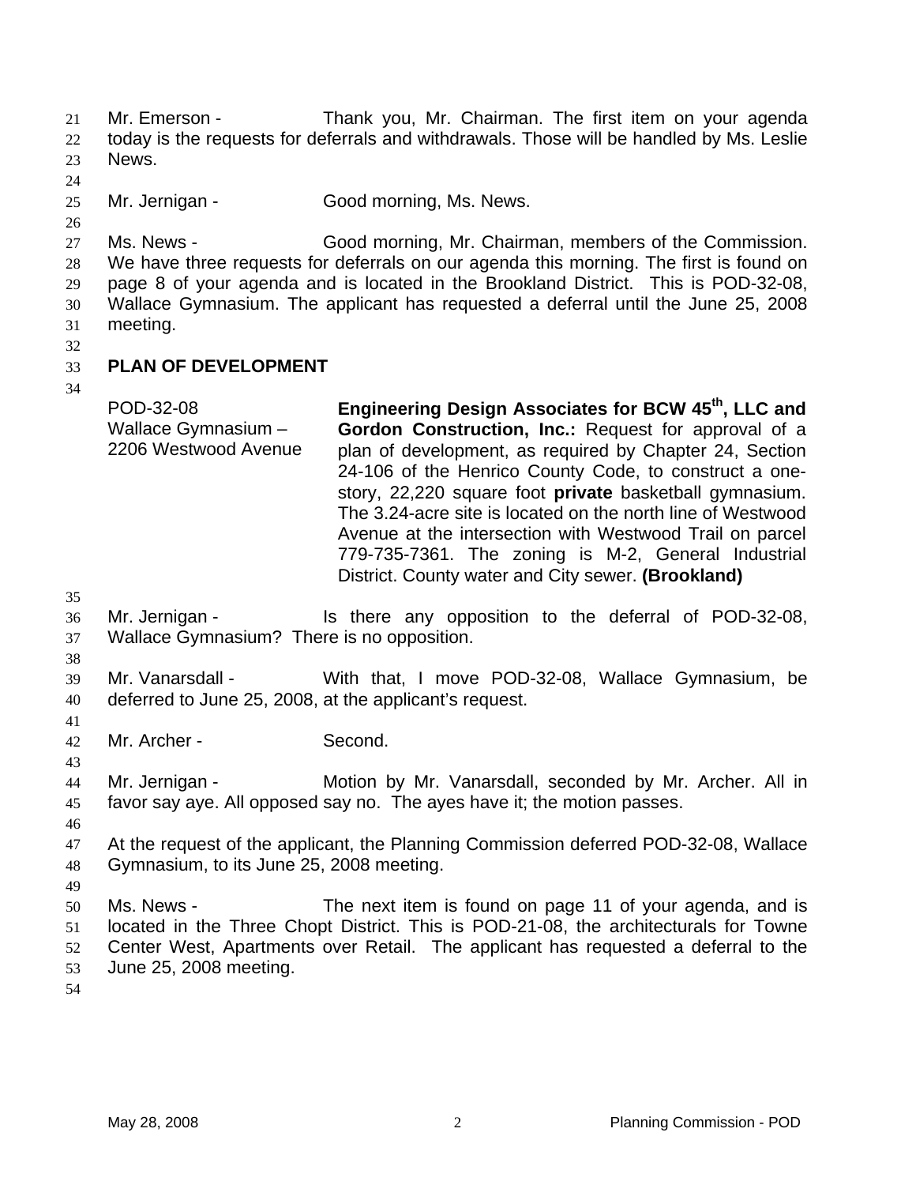Mr. Emerson - Thank you, Mr. Chairman. The first item on your agenda today is the requests for deferrals and withdrawals. Those will be handled by Ms. Leslie News.

Mr. Jernigan - Good morning, Ms. News.

Ms. News - Good morning, Mr. Chairman, members of the Commission. We have three requests for deferrals on our agenda this morning. The first is found on page 8 of your agenda and is located in the Brookland District. This is POD-32-08, Wallace Gymnasium. The applicant has requested a deferral until the June 25, 2008 meeting.

## PLAN OF DEVELOPMENT

| | |
|---|---|
| POD-32-08<br>Wallace Gymnasium –<br>2206 Westwood Avenue | **Engineering Design Associates for BCW 45th, LLC and Gordon Construction, Inc.:** Request for approval of a plan of development, as required by Chapter 24, Section 24-106 of the Henrico County Code, to construct a one-story, 22,220 square foot **private** basketball gymnasium. The 3.24-acre site is located on the north line of Westwood Avenue at the intersection with Westwood Trail on parcel 779-735-7361. The zoning is M-2, General Industrial District. County water and City sewer. **(Brookland)** |

Mr. Jernigan - Is there any opposition to the deferral of POD-32-08, Wallace Gymnasium? There is no opposition.

Mr. Vanarsdall - With that, I move POD-32-08, Wallace Gymnasium, be deferred to June 25, 2008, at the applicant's request.

Mr. Archer - Second.

Mr. Jernigan - Motion by Mr. Vanarsdall, seconded by Mr. Archer. All in favor say aye. All opposed say no. The ayes have it; the motion passes.

At the request of the applicant, the Planning Commission deferred POD-32-08, Wallace Gymnasium, to its June 25, 2008 meeting.

Ms. News - The next item is found on page 11 of your agenda, and is located in the Three Chopt District. This is POD-21-08, the architecturals for Towne Center West, Apartments over Retail. The applicant has requested a deferral to the June 25, 2008 meeting.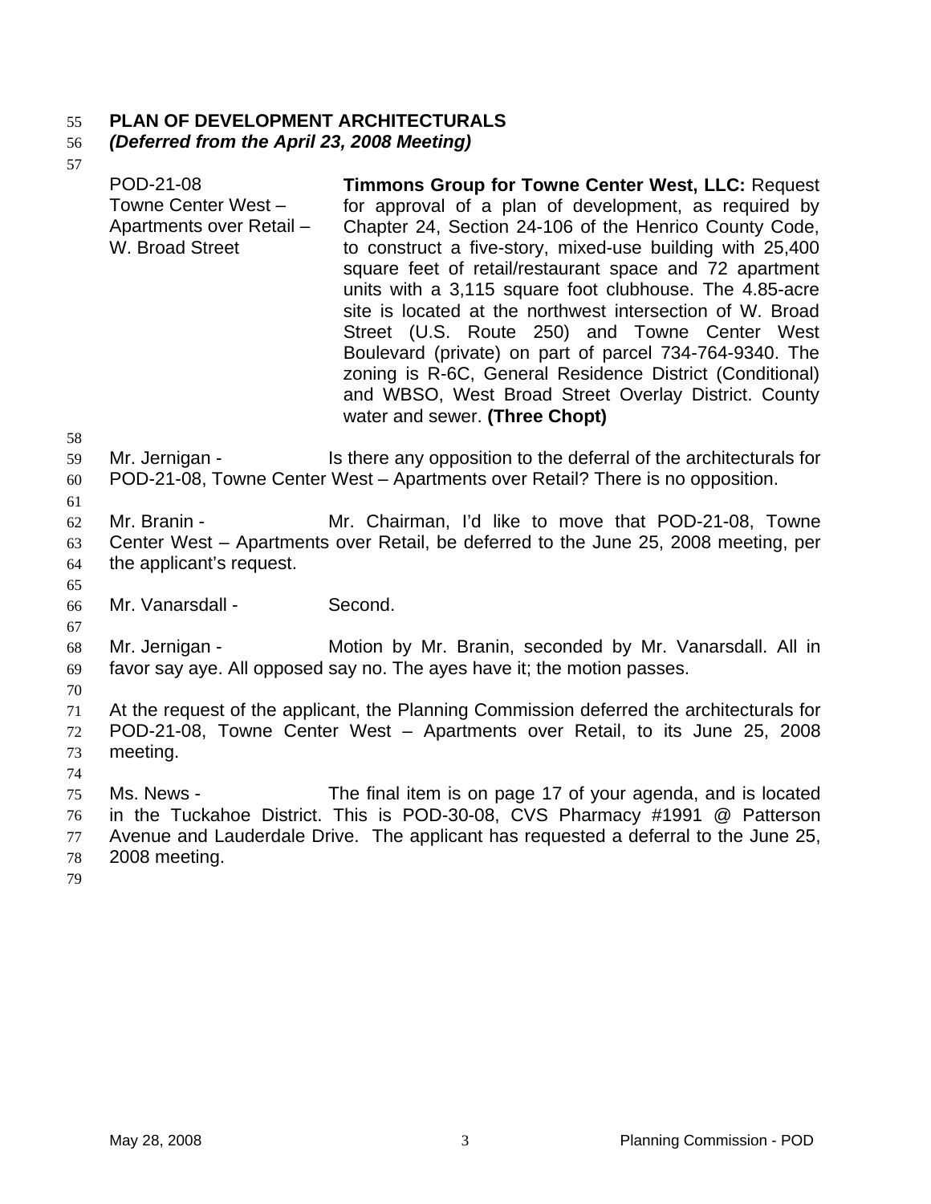**PLAN OF DEVELOPMENT ARCHITECTURALS**
***(Deferred from the April 23, 2008 Meeting)***

| | |
|---|---|
| POD-21-08<br>Towne Center West –<br>Apartments over Retail –<br>W. Broad Street | **Timmons Group for Towne Center West, LLC:** Request for approval of a plan of development, as required by Chapter 24, Section 24-106 of the Henrico County Code, to construct a five-story, mixed-use building with 25,400 square feet of retail/restaurant space and 72 apartment units with a 3,115 square foot clubhouse. The 4.85-acre site is located at the northwest intersection of W. Broad Street (U.S. Route 250) and Towne Center West Boulevard (private) on part of parcel 734-764-9340. The zoning is R-6C, General Residence District (Conditional) and WBSO, West Broad Street Overlay District. County water and sewer. **(Three Chopt)** |

Mr. Jernigan - Is there any opposition to the deferral of the architecturals for POD-21-08, Towne Center West – Apartments over Retail? There is no opposition.

Mr. Branin - Mr. Chairman, I'd like to move that POD-21-08, Towne Center West – Apartments over Retail, be deferred to the June 25, 2008 meeting, per the applicant's request.

Mr. Vanarsdall - Second.

Mr. Jernigan - Motion by Mr. Branin, seconded by Mr. Vanarsdall. All in favor say aye. All opposed say no. The ayes have it; the motion passes.

At the request of the applicant, the Planning Commission deferred the architecturals for POD-21-08, Towne Center West – Apartments over Retail, to its June 25, 2008 meeting.

Ms. News - The final item is on page 17 of your agenda, and is located in the Tuckahoe District. This is POD-30-08, CVS Pharmacy #1991 @ Patterson Avenue and Lauderdale Drive. The applicant has requested a deferral to the June 25, 2008 meeting.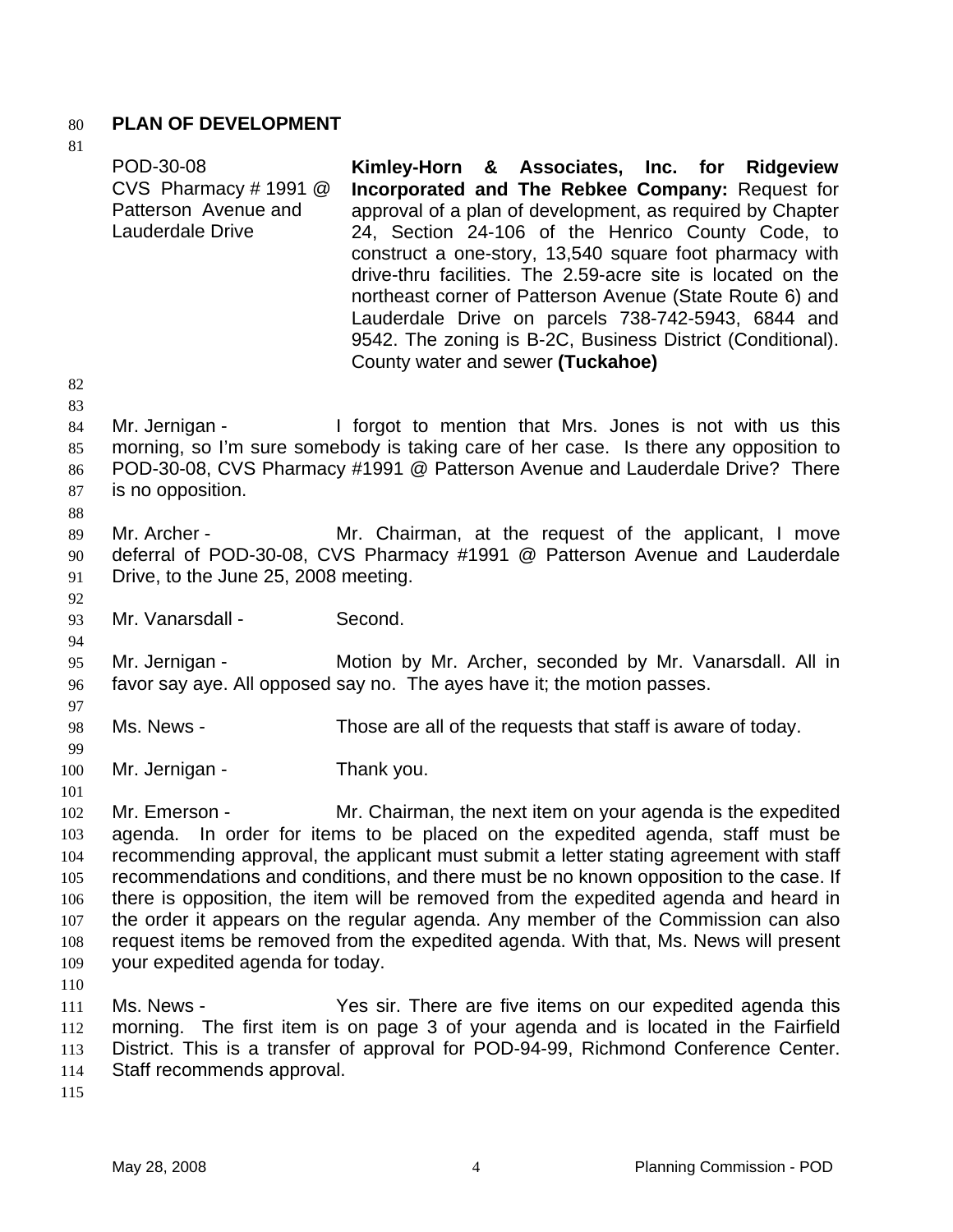## PLAN OF DEVELOPMENT

| | |
|---|---|
| POD-30-08<br>CVS Pharmacy # 1991 @ Patterson Avenue and Lauderdale Drive | **Kimley-Horn & Associates, Inc. for Ridgeview Incorporated and The Rebkee Company:** Request for approval of a plan of development, as required by Chapter 24, Section 24-106 of the Henrico County Code, to construct a one-story, 13,540 square foot pharmacy with drive-thru facilities. The 2.59-acre site is located on the northeast corner of Patterson Avenue (State Route 6) and Lauderdale Drive on parcels 738-742-5943, 6844 and 9542. The zoning is B-2C, Business District (Conditional). County water and sewer **(Tuckahoe)** |

Mr. Jernigan - I forgot to mention that Mrs. Jones is not with us this morning, so I'm sure somebody is taking care of her case. Is there any opposition to POD-30-08, CVS Pharmacy #1991 @ Patterson Avenue and Lauderdale Drive? There is no opposition.

Mr. Archer - Mr. Chairman, at the request of the applicant, I move deferral of POD-30-08, CVS Pharmacy #1991 @ Patterson Avenue and Lauderdale Drive, to the June 25, 2008 meeting.

Mr. Vanarsdall - Second.

Mr. Jernigan - Motion by Mr. Archer, seconded by Mr. Vanarsdall. All in favor say aye. All opposed say no. The ayes have it; the motion passes.

Ms. News - Those are all of the requests that staff is aware of today.

Mr. Jernigan - Thank you.

Mr. Emerson - Mr. Chairman, the next item on your agenda is the expedited agenda. In order for items to be placed on the expedited agenda, staff must be recommending approval, the applicant must submit a letter stating agreement with staff recommendations and conditions, and there must be no known opposition to the case. If there is opposition, the item will be removed from the expedited agenda and heard in the order it appears on the regular agenda. Any member of the Commission can also request items be removed from the expedited agenda. With that, Ms. News will present your expedited agenda for today.

Ms. News - Yes sir. There are five items on our expedited agenda this morning. The first item is on page 3 of your agenda and is located in the Fairfield District. This is a transfer of approval for POD-94-99, Richmond Conference Center. Staff recommends approval.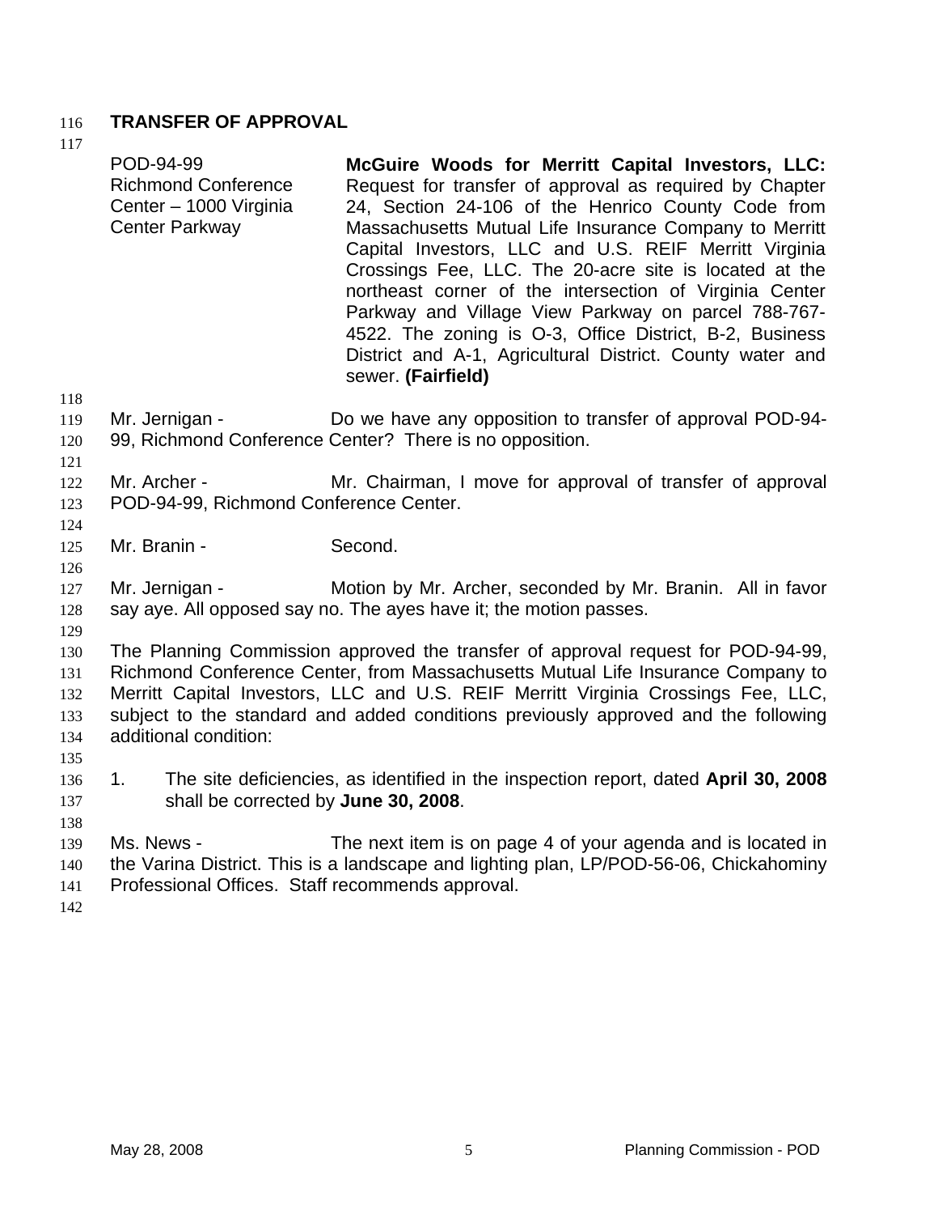## TRANSFER OF APPROVAL

POD-94-99
Richmond Conference Center – 1000 Virginia Center Parkway

**McGuire Woods for Merritt Capital Investors, LLC:** Request for transfer of approval as required by Chapter 24, Section 24-106 of the Henrico County Code from Massachusetts Mutual Life Insurance Company to Merritt Capital Investors, LLC and U.S. REIF Merritt Virginia Crossings Fee, LLC. The 20-acre site is located at the northeast corner of the intersection of Virginia Center Parkway and Village View Parkway on parcel 788-767-4522. The zoning is O-3, Office District, B-2, Business District and A-1, Agricultural District. County water and sewer. **(Fairfield)**

Mr. Jernigan - Do we have any opposition to transfer of approval POD-94-99, Richmond Conference Center? There is no opposition.

Mr. Archer - Mr. Chairman, I move for approval of transfer of approval POD-94-99, Richmond Conference Center.

Mr. Branin - Second.

Mr. Jernigan - Motion by Mr. Archer, seconded by Mr. Branin. All in favor say aye. All opposed say no. The ayes have it; the motion passes.

The Planning Commission approved the transfer of approval request for POD-94-99, Richmond Conference Center, from Massachusetts Mutual Life Insurance Company to Merritt Capital Investors, LLC and U.S. REIF Merritt Virginia Crossings Fee, LLC, subject to the standard and added conditions previously approved and the following additional condition:

1. The site deficiencies, as identified in the inspection report, dated **April 30, 2008** shall be corrected by **June 30, 2008**.

Ms. News - The next item is on page 4 of your agenda and is located in the Varina District. This is a landscape and lighting plan, LP/POD-56-06, Chickahominy Professional Offices. Staff recommends approval.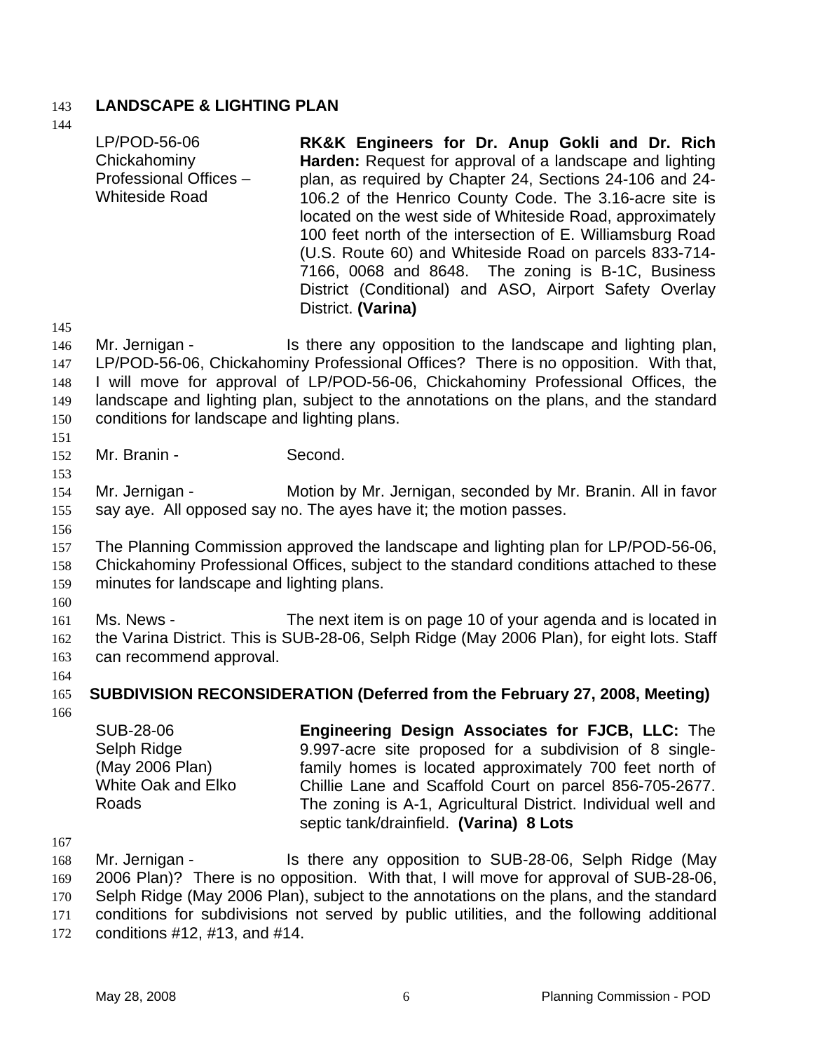**LANDSCAPE & LIGHTING PLAN**

| | |
|---|---|
| LP/POD-56-06 Chickahominy Professional Offices – Whiteside Road | **RK&K Engineers for Dr. Anup Gokli and Dr. Rich Harden:** Request for approval of a landscape and lighting plan, as required by Chapter 24, Sections 24-106 and 24-106.2 of the Henrico County Code. The 3.16-acre site is located on the west side of Whiteside Road, approximately 100 feet north of the intersection of E. Williamsburg Road (U.S. Route 60) and Whiteside Road on parcels 833-714-7166, 0068 and 8648. The zoning is B-1C, Business District (Conditional) and ASO, Airport Safety Overlay District. **(Varina)** |

Mr. Jernigan - Is there any opposition to the landscape and lighting plan, LP/POD-56-06, Chickahominy Professional Offices? There is no opposition. With that, I will move for approval of LP/POD-56-06, Chickahominy Professional Offices, the landscape and lighting plan, subject to the annotations on the plans, and the standard conditions for landscape and lighting plans.

Mr. Branin - Second.

Mr. Jernigan - Motion by Mr. Jernigan, seconded by Mr. Branin. All in favor say aye. All opposed say no. The ayes have it; the motion passes.

The Planning Commission approved the landscape and lighting plan for LP/POD-56-06, Chickahominy Professional Offices, subject to the standard conditions attached to these minutes for landscape and lighting plans.

Ms. News - The next item is on page 10 of your agenda and is located in the Varina District. This is SUB-28-06, Selph Ridge (May 2006 Plan), for eight lots. Staff can recommend approval.

**SUBDIVISION RECONSIDERATION (Deferred from the February 27, 2008, Meeting)**

| | |
|---|---|
| SUB-28-06 Selph Ridge (May 2006 Plan) White Oak and Elko Roads | **Engineering Design Associates for FJCB, LLC:** The 9.997-acre site proposed for a subdivision of 8 single-family homes is located approximately 700 feet north of Chillie Lane and Scaffold Court on parcel 856-705-2677. The zoning is A-1, Agricultural District. Individual well and septic tank/drainfield. **(Varina) 8 Lots** |

Mr. Jernigan - Is there any opposition to SUB-28-06, Selph Ridge (May 2006 Plan)? There is no opposition. With that, I will move for approval of SUB-28-06, Selph Ridge (May 2006 Plan), subject to the annotations on the plans, and the standard conditions for subdivisions not served by public utilities, and the following additional conditions #12, #13, and #14.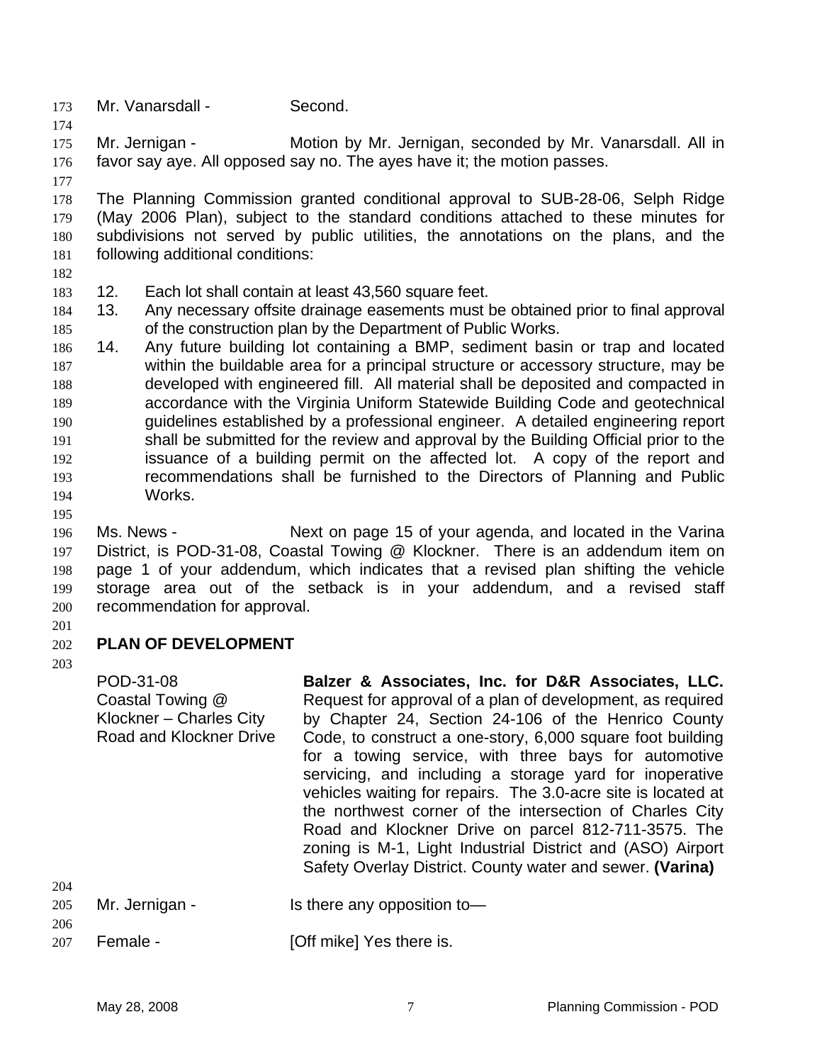Mr. Vanarsdall - Second.

Mr. Jernigan - Motion by Mr. Jernigan, seconded by Mr. Vanarsdall. All in favor say aye. All opposed say no. The ayes have it; the motion passes.

The Planning Commission granted conditional approval to SUB-28-06, Selph Ridge (May 2006 Plan), subject to the standard conditions attached to these minutes for subdivisions not served by public utilities, the annotations on the plans, and the following additional conditions:

12. Each lot shall contain at least 43,560 square feet.
13. Any necessary offsite drainage easements must be obtained prior to final approval of the construction plan by the Department of Public Works.
14. Any future building lot containing a BMP, sediment basin or trap and located within the buildable area for a principal structure or accessory structure, may be developed with engineered fill. All material shall be deposited and compacted in accordance with the Virginia Uniform Statewide Building Code and geotechnical guidelines established by a professional engineer. A detailed engineering report shall be submitted for the review and approval by the Building Official prior to the issuance of a building permit on the affected lot. A copy of the report and recommendations shall be furnished to the Directors of Planning and Public Works.

Ms. News - Next on page 15 of your agenda, and located in the Varina District, is POD-31-08, Coastal Towing @ Klockner. There is an addendum item on page 1 of your addendum, which indicates that a revised plan shifting the vehicle storage area out of the setback is in your addendum, and a revised staff recommendation for approval.

## PLAN OF DEVELOPMENT

POD-31-08
Coastal Towing @ Klockner – Charles City Road and Klockner Drive

**Balzer & Associates, Inc. for D&R Associates, LLC.** Request for approval of a plan of development, as required by Chapter 24, Section 24-106 of the Henrico County Code, to construct a one-story, 6,000 square foot building for a towing service, with three bays for automotive servicing, and including a storage yard for inoperative vehicles waiting for repairs. The 3.0-acre site is located at the northwest corner of the intersection of Charles City Road and Klockner Drive on parcel 812-711-3575. The zoning is M-1, Light Industrial District and (ASO) Airport Safety Overlay District. County water and sewer. **(Varina)**

Mr. Jernigan - Is there any opposition to—

Female - [Off mike] Yes there is.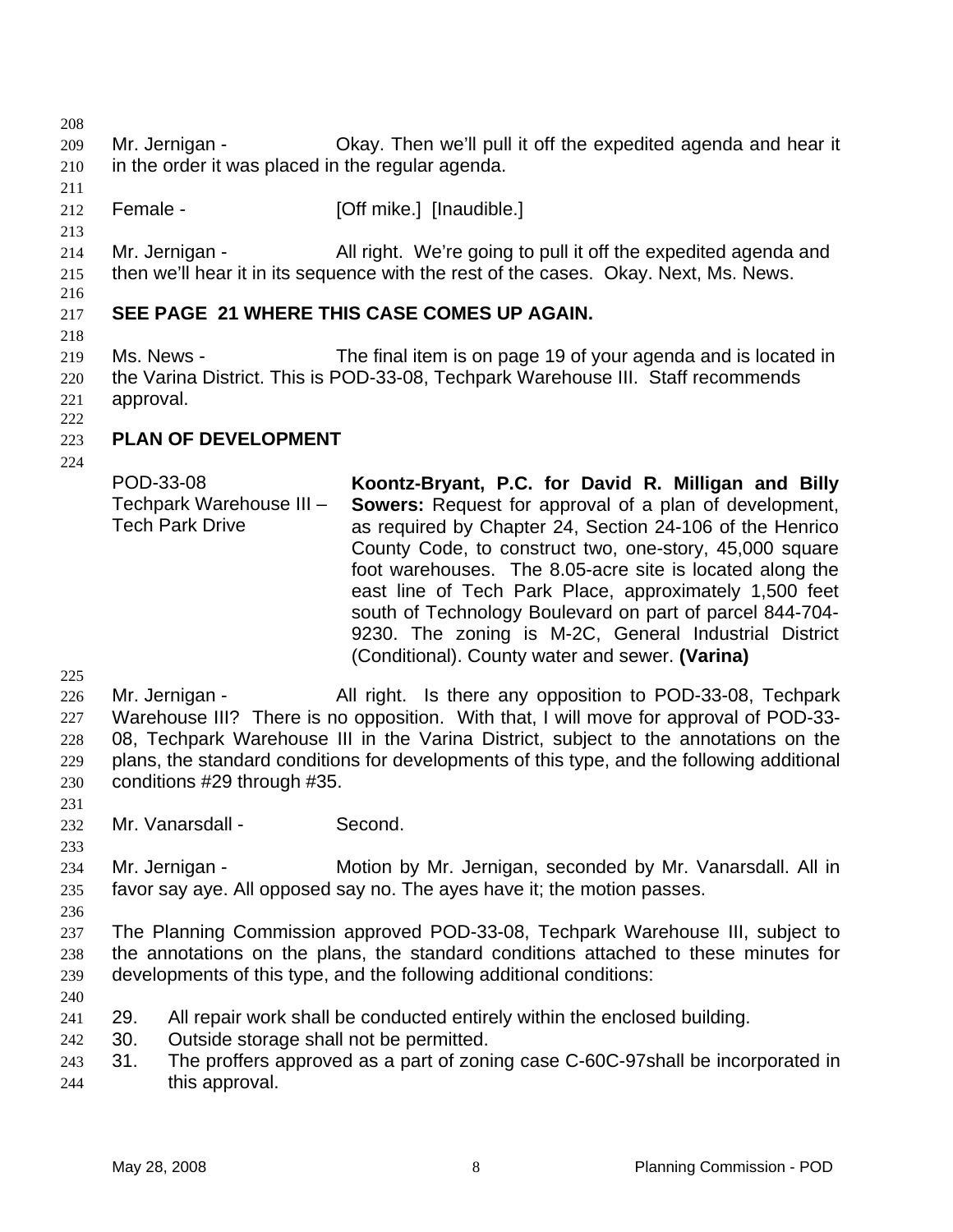Mr. Jernigan - Okay. Then we'll pull it off the expedited agenda and hear it in the order it was placed in the regular agenda.

Female - [Off mike.] [Inaudible.]

Mr. Jernigan - All right. We're going to pull it off the expedited agenda and then we'll hear it in its sequence with the rest of the cases. Okay. Next, Ms. News.

**SEE PAGE 21 WHERE THIS CASE COMES UP AGAIN.**

Ms. News - The final item is on page 19 of your agenda and is located in the Varina District. This is POD-33-08, Techpark Warehouse III. Staff recommends approval.

## PLAN OF DEVELOPMENT

POD-33-08
Techpark Warehouse III – Tech Park Drive

**Koontz-Bryant, P.C. for David R. Milligan and Billy Sowers:** Request for approval of a plan of development, as required by Chapter 24, Section 24-106 of the Henrico County Code, to construct two, one-story, 45,000 square foot warehouses. The 8.05-acre site is located along the east line of Tech Park Place, approximately 1,500 feet south of Technology Boulevard on part of parcel 844-704-9230. The zoning is M-2C, General Industrial District (Conditional). County water and sewer. **(Varina)**

Mr. Jernigan - All right. Is there any opposition to POD-33-08, Techpark Warehouse III? There is no opposition. With that, I will move for approval of POD-33-08, Techpark Warehouse III in the Varina District, subject to the annotations on the plans, the standard conditions for developments of this type, and the following additional conditions #29 through #35.

Mr. Vanarsdall - Second.

Mr. Jernigan - Motion by Mr. Jernigan, seconded by Mr. Vanarsdall. All in favor say aye. All opposed say no. The ayes have it; the motion passes.

The Planning Commission approved POD-33-08, Techpark Warehouse III, subject to the annotations on the plans, the standard conditions attached to these minutes for developments of this type, and the following additional conditions:

29. All repair work shall be conducted entirely within the enclosed building.
30. Outside storage shall not be permitted.
31. The proffers approved as a part of zoning case C-60C-97shall be incorporated in this approval.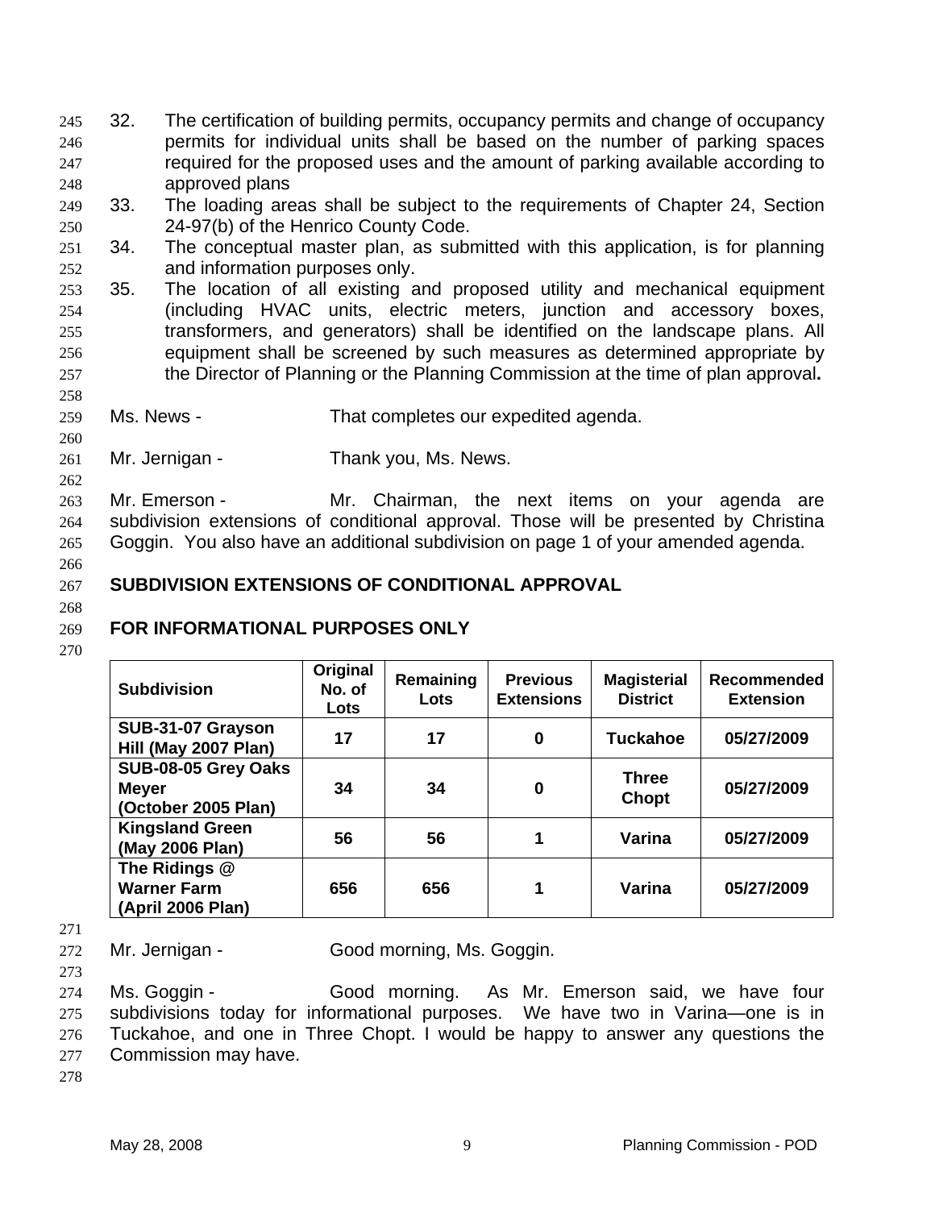32. The certification of building permits, occupancy permits and change of occupancy permits for individual units shall be based on the number of parking spaces required for the proposed uses and the amount of parking available according to approved plans
33. The loading areas shall be subject to the requirements of Chapter 24, Section 24-97(b) of the Henrico County Code.
34. The conceptual master plan, as submitted with this application, is for planning and information purposes only.
35. The location of all existing and proposed utility and mechanical equipment (including HVAC units, electric meters, junction and accessory boxes, transformers, and generators) shall be identified on the landscape plans. All equipment shall be screened by such measures as determined appropriate by the Director of Planning or the Planning Commission at the time of plan approval**.**

Ms. News - That completes our expedited agenda.

Mr. Jernigan - Thank you, Ms. News.

Mr. Emerson - Mr. Chairman, the next items on your agenda are subdivision extensions of conditional approval. Those will be presented by Christina Goggin. You also have an additional subdivision on page 1 of your amended agenda.

**SUBDIVISION EXTENSIONS OF CONDITIONAL APPROVAL**

**FOR INFORMATIONAL PURPOSES ONLY**

| Subdivision | Original No. of Lots | Remaining Lots | Previous Extensions | Magisterial District | Recommended Extension |
|---|---|---|---|---|---|
| **SUB-31-07 Grayson Hill (May 2007 Plan)** | **17** | **17** | **0** | **Tuckahoe** | **05/27/2009** |
| **SUB-08-05 Grey Oaks Meyer (October 2005 Plan)** | **34** | **34** | **0** | **Three Chopt** | **05/27/2009** |
| **Kingsland Green (May 2006 Plan)** | **56** | **56** | **1** | **Varina** | **05/27/2009** |
| **The Ridings @ Warner Farm (April 2006 Plan)** | **656** | **656** | **1** | **Varina** | **05/27/2009** |

Mr. Jernigan - Good morning, Ms. Goggin.

Ms. Goggin - Good morning. As Mr. Emerson said, we have four subdivisions today for informational purposes. We have two in Varina—one is in Tuckahoe, and one in Three Chopt. I would be happy to answer any questions the Commission may have.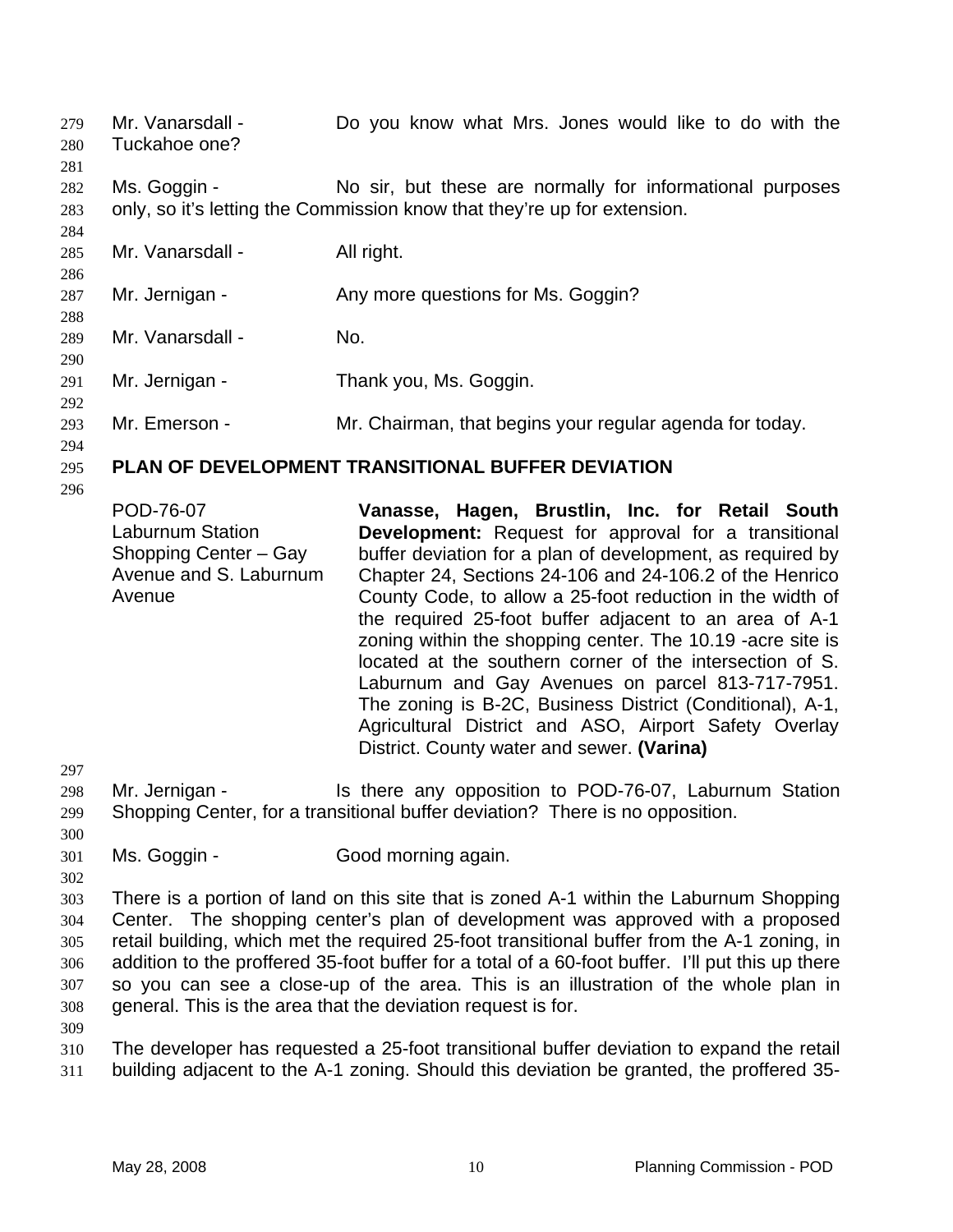Mr. Vanarsdall - Do you know what Mrs. Jones would like to do with the Tuckahoe one?

Ms. Goggin - No sir, but these are normally for informational purposes only, so it's letting the Commission know that they're up for extension.

Mr. Vanarsdall - All right.

Mr. Jernigan - Any more questions for Ms. Goggin?

Mr. Vanarsdall - No.

Mr. Jernigan - Thank you, Ms. Goggin.

Mr. Emerson - Mr. Chairman, that begins your regular agenda for today.

## PLAN OF DEVELOPMENT TRANSITIONAL BUFFER DEVIATION

| | |
|---|---|
| POD-76-07<br>Laburnum Station Shopping Center – Gay Avenue and S. Laburnum Avenue | **Vanasse, Hagen, Brustlin, Inc. for Retail South Development:** Request for approval for a transitional buffer deviation for a plan of development, as required by Chapter 24, Sections 24-106 and 24-106.2 of the Henrico County Code, to allow a 25-foot reduction in the width of the required 25-foot buffer adjacent to an area of A-1 zoning within the shopping center. The 10.19 -acre site is located at the southern corner of the intersection of S. Laburnum and Gay Avenues on parcel 813-717-7951. The zoning is B-2C, Business District (Conditional), A-1, Agricultural District and ASO, Airport Safety Overlay District. County water and sewer. **(Varina)** |

Mr. Jernigan - Is there any opposition to POD-76-07, Laburnum Station Shopping Center, for a transitional buffer deviation? There is no opposition.

Ms. Goggin - Good morning again.

There is a portion of land on this site that is zoned A-1 within the Laburnum Shopping Center. The shopping center's plan of development was approved with a proposed retail building, which met the required 25-foot transitional buffer from the A-1 zoning, in addition to the proffered 35-foot buffer for a total of a 60-foot buffer. I'll put this up there so you can see a close-up of the area. This is an illustration of the whole plan in general. This is the area that the deviation request is for.

The developer has requested a 25-foot transitional buffer deviation to expand the retail building adjacent to the A-1 zoning. Should this deviation be granted, the proffered 35-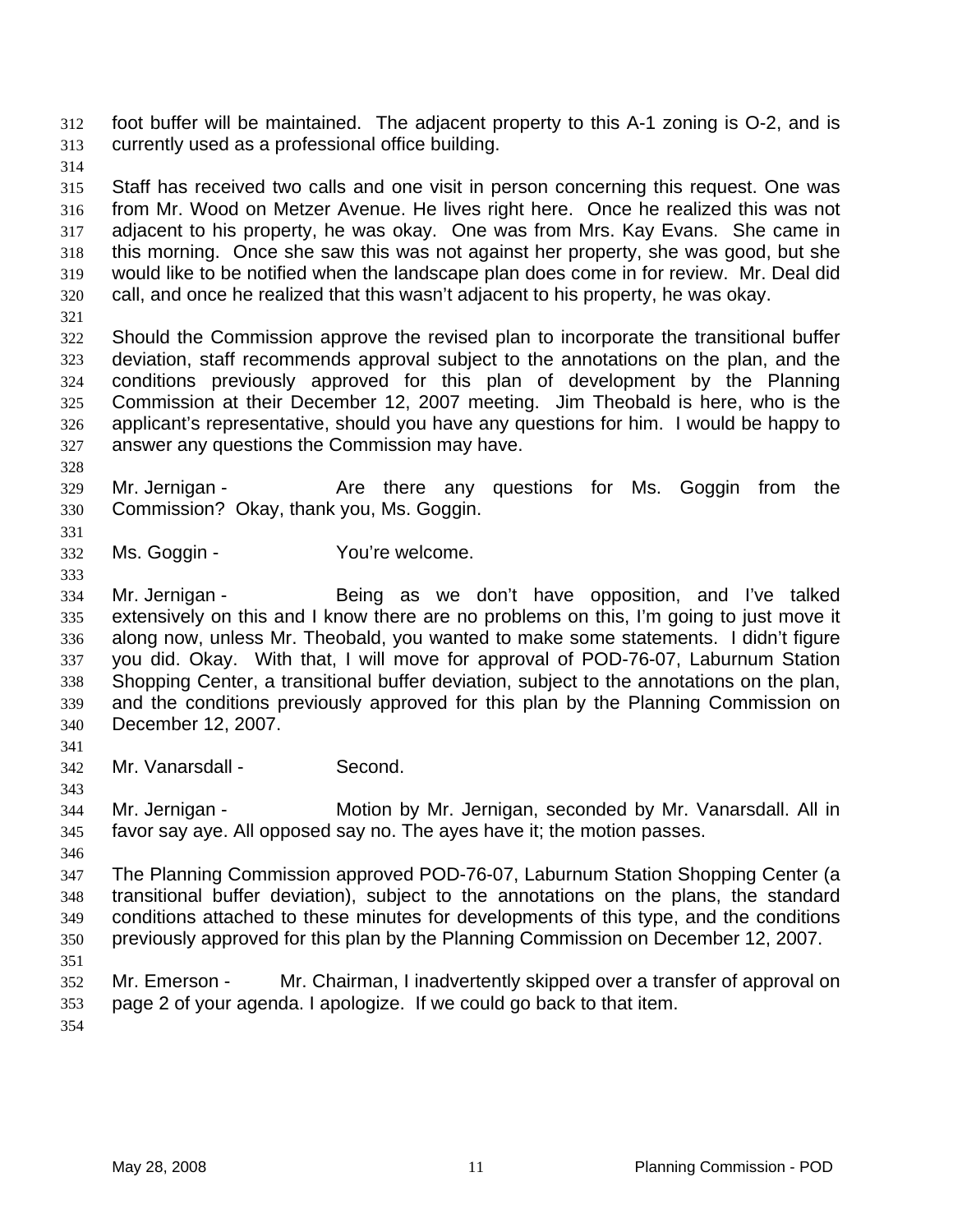foot buffer will be maintained. The adjacent property to this A-1 zoning is O-2, and is currently used as a professional office building.

Staff has received two calls and one visit in person concerning this request. One was from Mr. Wood on Metzer Avenue. He lives right here. Once he realized this was not adjacent to his property, he was okay. One was from Mrs. Kay Evans. She came in this morning. Once she saw this was not against her property, she was good, but she would like to be notified when the landscape plan does come in for review. Mr. Deal did call, and once he realized that this wasn't adjacent to his property, he was okay.

Should the Commission approve the revised plan to incorporate the transitional buffer deviation, staff recommends approval subject to the annotations on the plan, and the conditions previously approved for this plan of development by the Planning Commission at their December 12, 2007 meeting. Jim Theobald is here, who is the applicant's representative, should you have any questions for him. I would be happy to answer any questions the Commission may have.

Mr. Jernigan - Are there any questions for Ms. Goggin from the Commission? Okay, thank you, Ms. Goggin.

Ms. Goggin - You're welcome.

Mr. Jernigan - Being as we don't have opposition, and I've talked extensively on this and I know there are no problems on this, I'm going to just move it along now, unless Mr. Theobald, you wanted to make some statements. I didn't figure you did. Okay. With that, I will move for approval of POD-76-07, Laburnum Station Shopping Center, a transitional buffer deviation, subject to the annotations on the plan, and the conditions previously approved for this plan by the Planning Commission on December 12, 2007.

Mr. Vanarsdall - Second.

Mr. Jernigan - Motion by Mr. Jernigan, seconded by Mr. Vanarsdall. All in favor say aye. All opposed say no. The ayes have it; the motion passes.

The Planning Commission approved POD-76-07, Laburnum Station Shopping Center (a transitional buffer deviation), subject to the annotations on the plans, the standard conditions attached to these minutes for developments of this type, and the conditions previously approved for this plan by the Planning Commission on December 12, 2007.

Mr. Emerson - Mr. Chairman, I inadvertently skipped over a transfer of approval on page 2 of your agenda. I apologize. If we could go back to that item.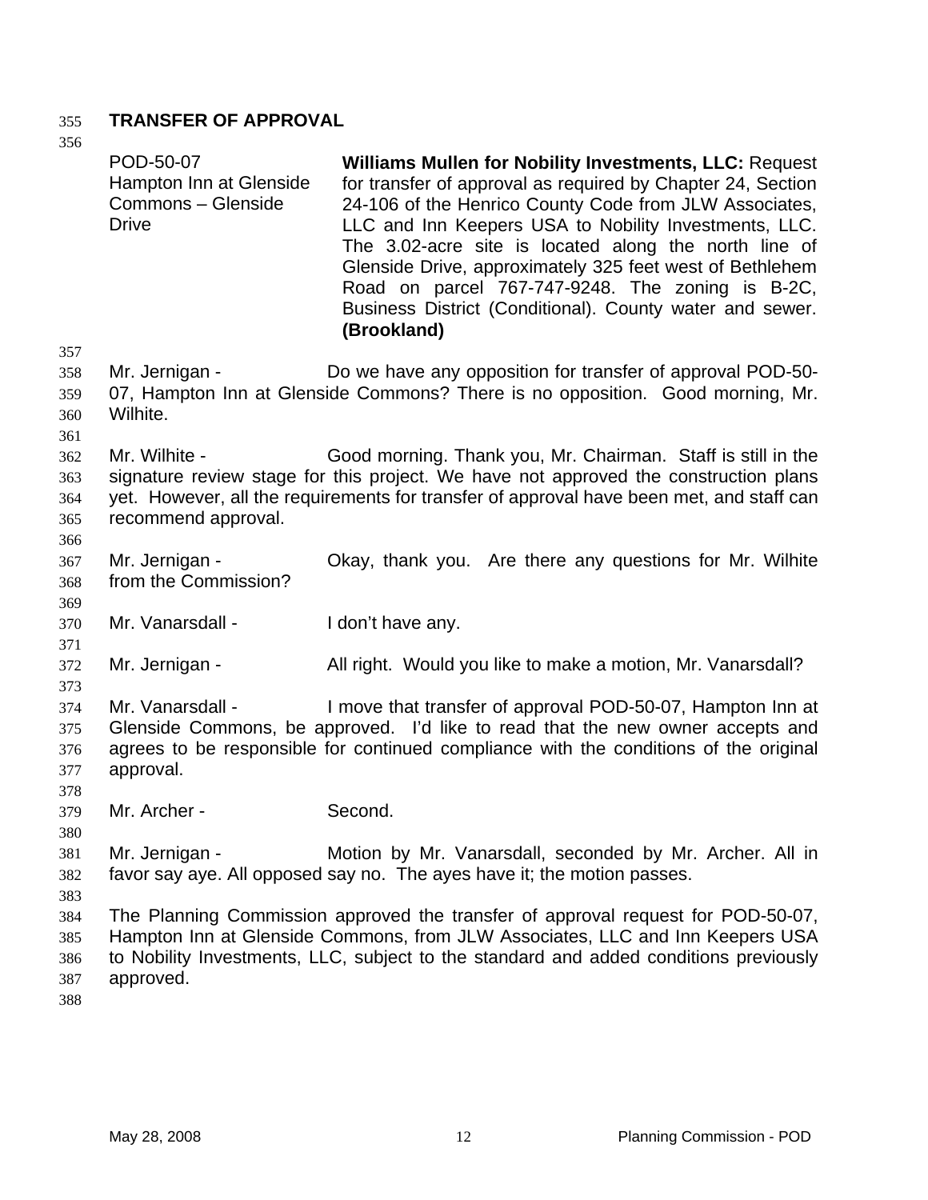## TRANSFER OF APPROVAL

POD-50-07
Hampton Inn at Glenside Commons – Glenside Drive

**Williams Mullen for Nobility Investments, LLC:** Request for transfer of approval as required by Chapter 24, Section 24-106 of the Henrico County Code from JLW Associates, LLC and Inn Keepers USA to Nobility Investments, LLC. The 3.02-acre site is located along the north line of Glenside Drive, approximately 325 feet west of Bethlehem Road on parcel 767-747-9248. The zoning is B-2C, Business District (Conditional). County water and sewer. **(Brookland)**

Mr. Jernigan - Do we have any opposition for transfer of approval POD-50-07, Hampton Inn at Glenside Commons? There is no opposition. Good morning, Mr. Wilhite.

Mr. Wilhite - Good morning. Thank you, Mr. Chairman. Staff is still in the signature review stage for this project. We have not approved the construction plans yet. However, all the requirements for transfer of approval have been met, and staff can recommend approval.

Mr. Jernigan - Okay, thank you. Are there any questions for Mr. Wilhite from the Commission?

Mr. Vanarsdall - I don't have any.

Mr. Jernigan - All right. Would you like to make a motion, Mr. Vanarsdall?

Mr. Vanarsdall - I move that transfer of approval POD-50-07, Hampton Inn at Glenside Commons, be approved. I'd like to read that the new owner accepts and agrees to be responsible for continued compliance with the conditions of the original approval.

Mr. Archer - Second.

Mr. Jernigan - Motion by Mr. Vanarsdall, seconded by Mr. Archer. All in favor say aye. All opposed say no. The ayes have it; the motion passes.

The Planning Commission approved the transfer of approval request for POD-50-07, Hampton Inn at Glenside Commons, from JLW Associates, LLC and Inn Keepers USA to Nobility Investments, LLC, subject to the standard and added conditions previously approved.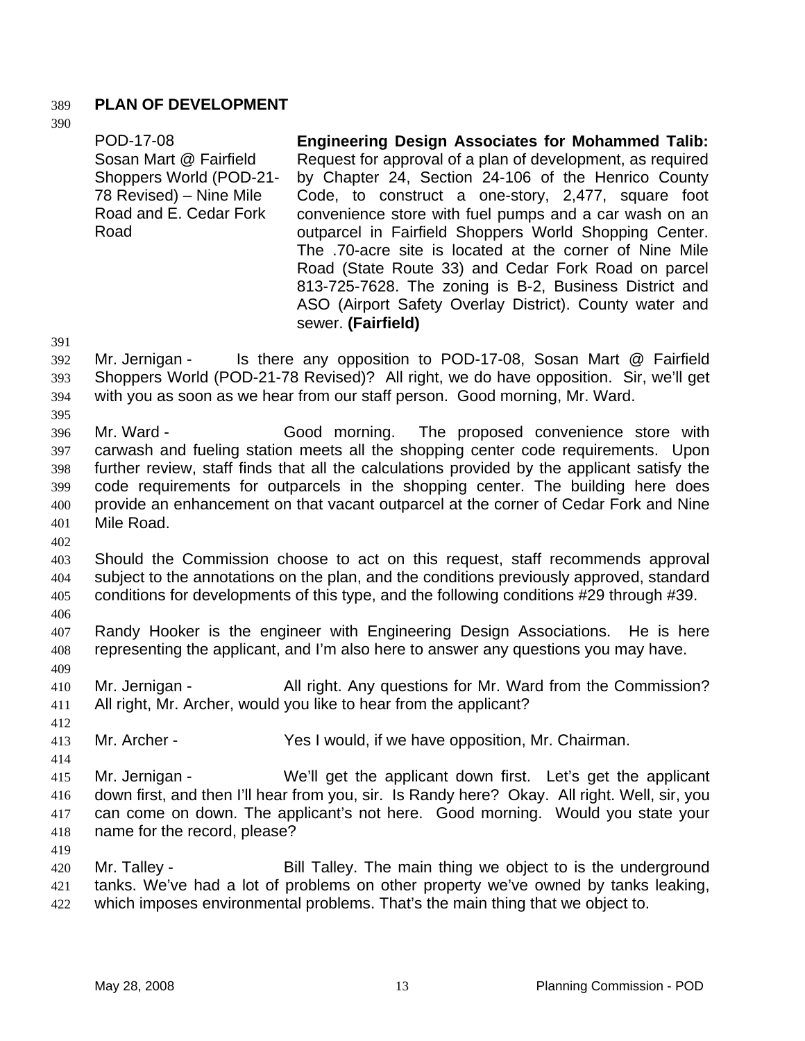**PLAN OF DEVELOPMENT**

| | |
|---|---|
| POD-17-08<br>Sosan Mart @ Fairfield Shoppers World (POD-21-78 Revised) – Nine Mile Road and E. Cedar Fork Road | **Engineering Design Associates for Mohammed Talib:** Request for approval of a plan of development, as required by Chapter 24, Section 24-106 of the Henrico County Code, to construct a one-story, 2,477, square foot convenience store with fuel pumps and a car wash on an outparcel in Fairfield Shoppers World Shopping Center. The .70-acre site is located at the corner of Nine Mile Road (State Route 33) and Cedar Fork Road on parcel 813-725-7628. The zoning is B-2, Business District and ASO (Airport Safety Overlay District). County water and sewer. **(Fairfield)** |

Mr. Jernigan - Is there any opposition to POD-17-08, Sosan Mart @ Fairfield Shoppers World (POD-21-78 Revised)? All right, we do have opposition. Sir, we'll get with you as soon as we hear from our staff person. Good morning, Mr. Ward.

Mr. Ward - Good morning. The proposed convenience store with carwash and fueling station meets all the shopping center code requirements. Upon further review, staff finds that all the calculations provided by the applicant satisfy the code requirements for outparcels in the shopping center. The building here does provide an enhancement on that vacant outparcel at the corner of Cedar Fork and Nine Mile Road.

Should the Commission choose to act on this request, staff recommends approval subject to the annotations on the plan, and the conditions previously approved, standard conditions for developments of this type, and the following conditions #29 through #39.

Randy Hooker is the engineer with Engineering Design Associations. He is here representing the applicant, and I'm also here to answer any questions you may have.

Mr. Jernigan - All right. Any questions for Mr. Ward from the Commission? All right, Mr. Archer, would you like to hear from the applicant?

Mr. Archer - Yes I would, if we have opposition, Mr. Chairman.

Mr. Jernigan - We'll get the applicant down first. Let's get the applicant down first, and then I'll hear from you, sir. Is Randy here? Okay. All right. Well, sir, you can come on down. The applicant's not here. Good morning. Would you state your name for the record, please?

Mr. Talley - Bill Talley. The main thing we object to is the underground tanks. We've had a lot of problems on other property we've owned by tanks leaking, which imposes environmental problems. That's the main thing that we object to.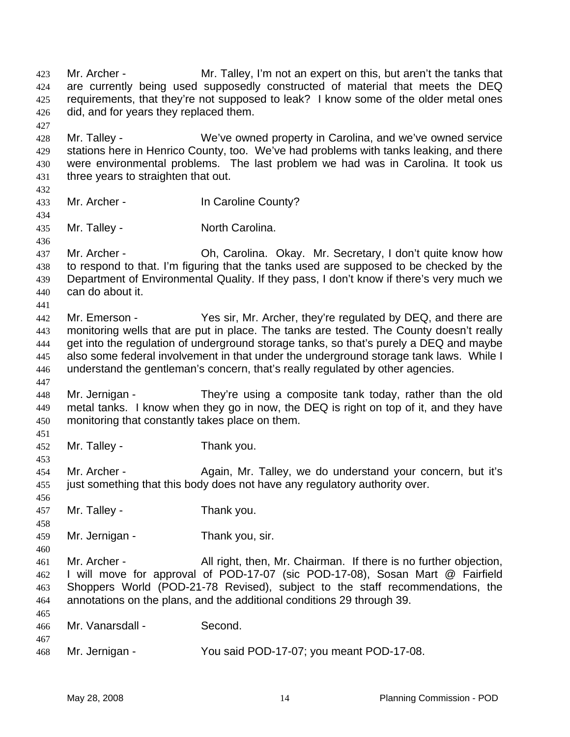Mr. Archer - Mr. Talley, I'm not an expert on this, but aren't the tanks that are currently being used supposedly constructed of material that meets the DEQ requirements, that they're not supposed to leak? I know some of the older metal ones did, and for years they replaced them.

Mr. Talley - We've owned property in Carolina, and we've owned service stations here in Henrico County, too. We've had problems with tanks leaking, and there were environmental problems. The last problem we had was in Carolina. It took us three years to straighten that out.

Mr. Archer - In Caroline County?

Mr. Talley - North Carolina.

Mr. Archer - Oh, Carolina. Okay. Mr. Secretary, I don't quite know how to respond to that. I'm figuring that the tanks used are supposed to be checked by the Department of Environmental Quality. If they pass, I don't know if there's very much we can do about it.

Mr. Emerson - Yes sir, Mr. Archer, they're regulated by DEQ, and there are monitoring wells that are put in place. The tanks are tested. The County doesn't really get into the regulation of underground storage tanks, so that's purely a DEQ and maybe also some federal involvement in that under the underground storage tank laws. While I understand the gentleman's concern, that's really regulated by other agencies.

Mr. Jernigan - They're using a composite tank today, rather than the old metal tanks. I know when they go in now, the DEQ is right on top of it, and they have monitoring that constantly takes place on them.

Mr. Talley - Thank you.

Mr. Archer - Again, Mr. Talley, we do understand your concern, but it's just something that this body does not have any regulatory authority over.

Mr. Talley - Thank you.

Mr. Jernigan - Thank you, sir.

Mr. Archer - All right, then, Mr. Chairman. If there is no further objection, I will move for approval of POD-17-07 (sic POD-17-08), Sosan Mart @ Fairfield Shoppers World (POD-21-78 Revised), subject to the staff recommendations, the annotations on the plans, and the additional conditions 29 through 39.

Mr. Vanarsdall - Second.

Mr. Jernigan - You said POD-17-07; you meant POD-17-08.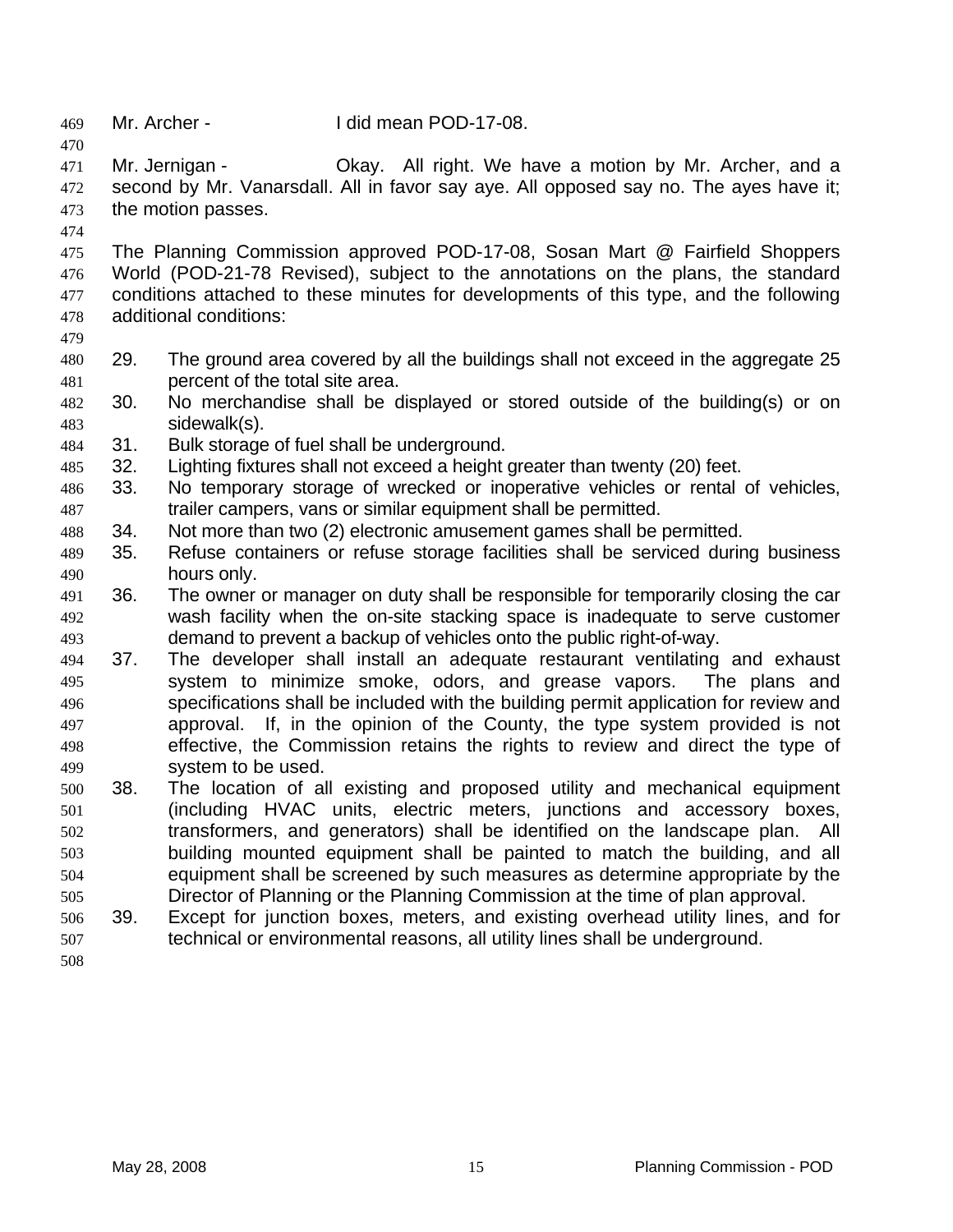Mr. Archer - I did mean POD-17-08.

Mr. Jernigan - Okay. All right. We have a motion by Mr. Archer, and a second by Mr. Vanarsdall. All in favor say aye. All opposed say no. The ayes have it; the motion passes.

The Planning Commission approved POD-17-08, Sosan Mart @ Fairfield Shoppers World (POD-21-78 Revised), subject to the annotations on the plans, the standard conditions attached to these minutes for developments of this type, and the following additional conditions:

29. The ground area covered by all the buildings shall not exceed in the aggregate 25 percent of the total site area.
30. No merchandise shall be displayed or stored outside of the building(s) or on sidewalk(s).
31. Bulk storage of fuel shall be underground.
32. Lighting fixtures shall not exceed a height greater than twenty (20) feet.
33. No temporary storage of wrecked or inoperative vehicles or rental of vehicles, trailer campers, vans or similar equipment shall be permitted.
34. Not more than two (2) electronic amusement games shall be permitted.
35. Refuse containers or refuse storage facilities shall be serviced during business hours only.
36. The owner or manager on duty shall be responsible for temporarily closing the car wash facility when the on-site stacking space is inadequate to serve customer demand to prevent a backup of vehicles onto the public right-of-way.
37. The developer shall install an adequate restaurant ventilating and exhaust system to minimize smoke, odors, and grease vapors. The plans and specifications shall be included with the building permit application for review and approval. If, in the opinion of the County, the type system provided is not effective, the Commission retains the rights to review and direct the type of system to be used.
38. The location of all existing and proposed utility and mechanical equipment (including HVAC units, electric meters, junctions and accessory boxes, transformers, and generators) shall be identified on the landscape plan. All building mounted equipment shall be painted to match the building, and all equipment shall be screened by such measures as determine appropriate by the Director of Planning or the Planning Commission at the time of plan approval.
39. Except for junction boxes, meters, and existing overhead utility lines, and for technical or environmental reasons, all utility lines shall be underground.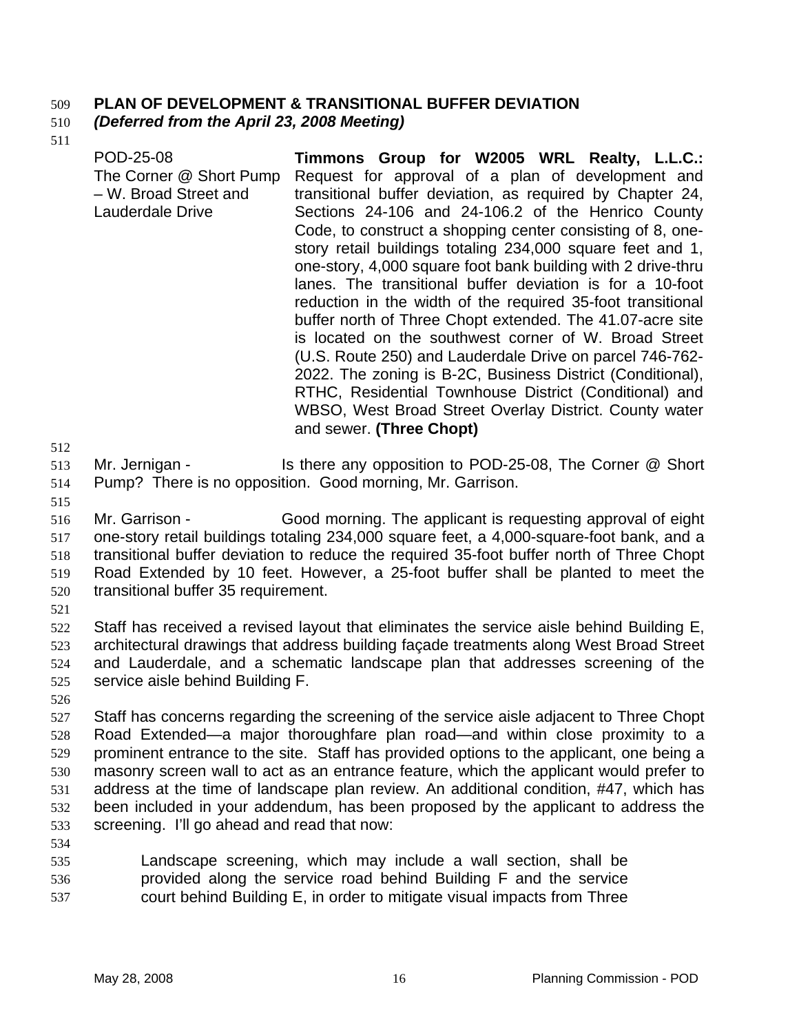**PLAN OF DEVELOPMENT & TRANSITIONAL BUFFER DEVIATION**
***(Deferred from the April 23, 2008 Meeting)***

| | |
|---|---|
| POD-25-08<br>The Corner @ Short Pump – W. Broad Street and Lauderdale Drive | **Timmons Group for W2005 WRL Realty, L.L.C.:** Request for approval of a plan of development and transitional buffer deviation, as required by Chapter 24, Sections 24-106 and 24-106.2 of the Henrico County Code, to construct a shopping center consisting of 8, one-story retail buildings totaling 234,000 square feet and 1, one-story, 4,000 square foot bank building with 2 drive-thru lanes. The transitional buffer deviation is for a 10-foot reduction in the width of the required 35-foot transitional buffer north of Three Chopt extended. The 41.07-acre site is located on the southwest corner of W. Broad Street (U.S. Route 250) and Lauderdale Drive on parcel 746-762-2022. The zoning is B-2C, Business District (Conditional), RTHC, Residential Townhouse District (Conditional) and WBSO, West Broad Street Overlay District. County water and sewer. **(Three Chopt)** |

Mr. Jernigan - Is there any opposition to POD-25-08, The Corner @ Short Pump? There is no opposition. Good morning, Mr. Garrison.

Mr. Garrison - Good morning. The applicant is requesting approval of eight one-story retail buildings totaling 234,000 square feet, a 4,000-square-foot bank, and a transitional buffer deviation to reduce the required 35-foot buffer north of Three Chopt Road Extended by 10 feet. However, a 25-foot buffer shall be planted to meet the transitional buffer 35 requirement.

Staff has received a revised layout that eliminates the service aisle behind Building E, architectural drawings that address building façade treatments along West Broad Street and Lauderdale, and a schematic landscape plan that addresses screening of the service aisle behind Building F.

Staff has concerns regarding the screening of the service aisle adjacent to Three Chopt Road Extended—a major thoroughfare plan road—and within close proximity to a prominent entrance to the site. Staff has provided options to the applicant, one being a masonry screen wall to act as an entrance feature, which the applicant would prefer to address at the time of landscape plan review. An additional condition, #47, which has been included in your addendum, has been proposed by the applicant to address the screening. I'll go ahead and read that now:

> Landscape screening, which may include a wall section, shall be provided along the service road behind Building F and the service court behind Building E, in order to mitigate visual impacts from Three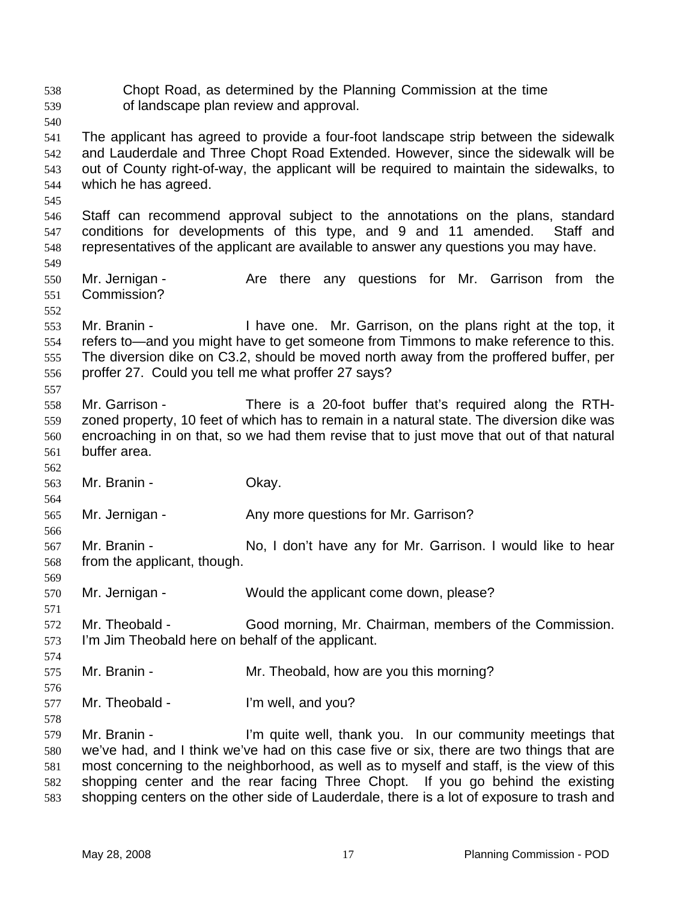Chopt Road, as determined by the Planning Commission at the time of landscape plan review and approval.

The applicant has agreed to provide a four-foot landscape strip between the sidewalk and Lauderdale and Three Chopt Road Extended. However, since the sidewalk will be out of County right-of-way, the applicant will be required to maintain the sidewalks, to which he has agreed.

Staff can recommend approval subject to the annotations on the plans, standard conditions for developments of this type, and 9 and 11 amended. Staff and representatives of the applicant are available to answer any questions you may have.

Mr. Jernigan - Are there any questions for Mr. Garrison from the Commission?

Mr. Branin - I have one. Mr. Garrison, on the plans right at the top, it refers to—and you might have to get someone from Timmons to make reference to this. The diversion dike on C3.2, should be moved north away from the proffered buffer, per proffer 27. Could you tell me what proffer 27 says?

Mr. Garrison - There is a 20-foot buffer that's required along the RTH-zoned property, 10 feet of which has to remain in a natural state. The diversion dike was encroaching in on that, so we had them revise that to just move that out of that natural buffer area.

Mr. Branin - Okay.

Mr. Jernigan - Any more questions for Mr. Garrison?

Mr. Branin - No, I don't have any for Mr. Garrison. I would like to hear from the applicant, though.

Mr. Jernigan - Would the applicant come down, please?

Mr. Theobald - Good morning, Mr. Chairman, members of the Commission. I'm Jim Theobald here on behalf of the applicant.

Mr. Branin - Mr. Theobald, how are you this morning?

Mr. Theobald - I'm well, and you?

Mr. Branin - I'm quite well, thank you. In our community meetings that we've had, and I think we've had on this case five or six, there are two things that are most concerning to the neighborhood, as well as to myself and staff, is the view of this shopping center and the rear facing Three Chopt. If you go behind the existing shopping centers on the other side of Lauderdale, there is a lot of exposure to trash and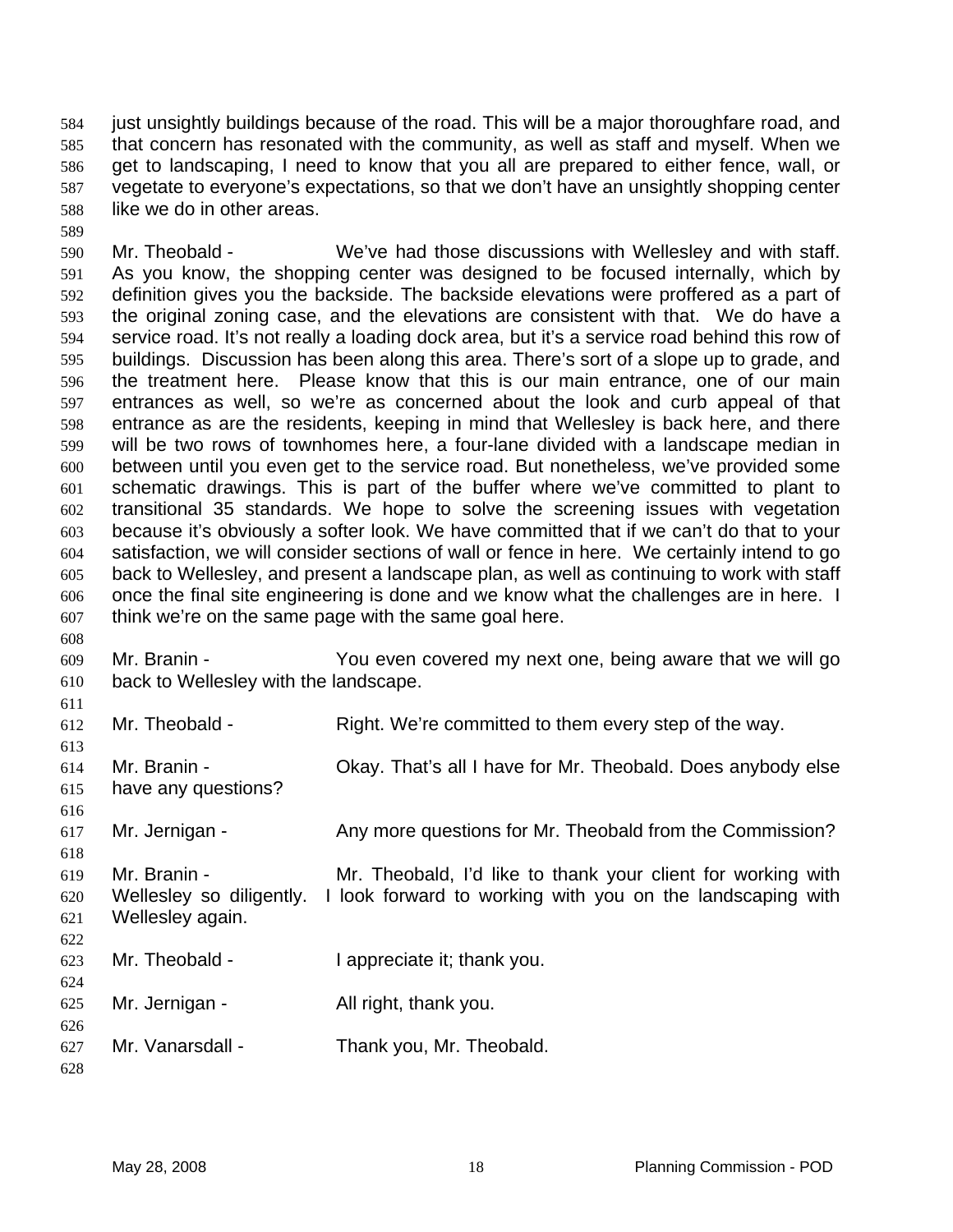just unsightly buildings because of the road. This will be a major thoroughfare road, and that concern has resonated with the community, as well as staff and myself. When we get to landscaping, I need to know that you all are prepared to either fence, wall, or vegetate to everyone's expectations, so that we don't have an unsightly shopping center like we do in other areas.

Mr. Theobald - We've had those discussions with Wellesley and with staff. As you know, the shopping center was designed to be focused internally, which by definition gives you the backside. The backside elevations were proffered as a part of the original zoning case, and the elevations are consistent with that. We do have a service road. It's not really a loading dock area, but it's a service road behind this row of buildings. Discussion has been along this area. There's sort of a slope up to grade, and the treatment here. Please know that this is our main entrance, one of our main entrances as well, so we're as concerned about the look and curb appeal of that entrance as are the residents, keeping in mind that Wellesley is back here, and there will be two rows of townhomes here, a four-lane divided with a landscape median in between until you even get to the service road. But nonetheless, we've provided some schematic drawings. This is part of the buffer where we've committed to plant to transitional 35 standards. We hope to solve the screening issues with vegetation because it's obviously a softer look. We have committed that if we can't do that to your satisfaction, we will consider sections of wall or fence in here. We certainly intend to go back to Wellesley, and present a landscape plan, as well as continuing to work with staff once the final site engineering is done and we know what the challenges are in here. I think we're on the same page with the same goal here.

Mr. Branin - You even covered my next one, being aware that we will go back to Wellesley with the landscape.

Mr. Theobald - Right. We're committed to them every step of the way.

Mr. Branin - Okay. That's all I have for Mr. Theobald. Does anybody else have any questions?

Mr. Jernigan - Any more questions for Mr. Theobald from the Commission?

Mr. Branin - Mr. Theobald, I'd like to thank your client for working with Wellesley so diligently. I look forward to working with you on the landscaping with Wellesley again.

Mr. Theobald - I appreciate it; thank you.

Mr. Jernigan - All right, thank you.

Mr. Vanarsdall - Thank you, Mr. Theobald.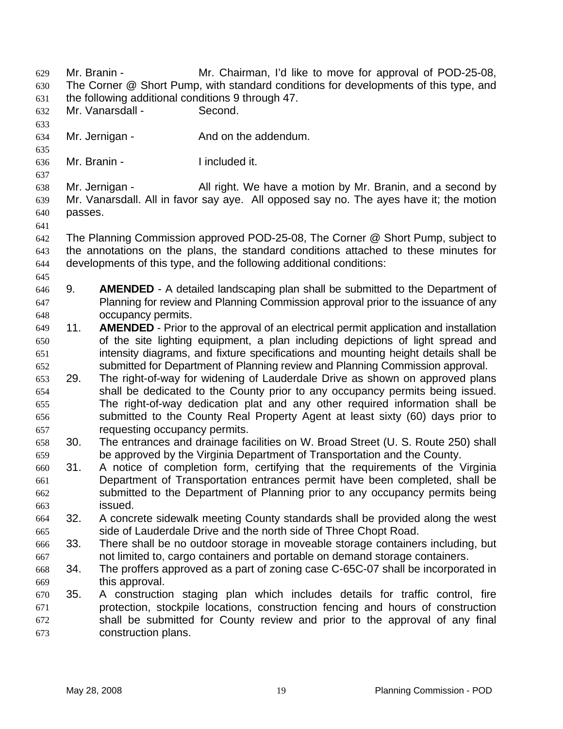Mr. Branin - Mr. Chairman, I'd like to move for approval of POD-25-08, The Corner @ Short Pump, with standard conditions for developments of this type, and the following additional conditions 9 through 47.

Mr. Vanarsdall - Second.

Mr. Jernigan - And on the addendum.

Mr. Branin - I included it.

Mr. Jernigan - All right. We have a motion by Mr. Branin, and a second by Mr. Vanarsdall. All in favor say aye. All opposed say no. The ayes have it; the motion passes.

The Planning Commission approved POD-25-08, The Corner @ Short Pump, subject to the annotations on the plans, the standard conditions attached to these minutes for developments of this type, and the following additional conditions:

9. **AMENDED** - A detailed landscaping plan shall be submitted to the Department of Planning for review and Planning Commission approval prior to the issuance of any occupancy permits.
11. **AMENDED** - Prior to the approval of an electrical permit application and installation of the site lighting equipment, a plan including depictions of light spread and intensity diagrams, and fixture specifications and mounting height details shall be submitted for Department of Planning review and Planning Commission approval.
29. The right-of-way for widening of Lauderdale Drive as shown on approved plans shall be dedicated to the County prior to any occupancy permits being issued. The right-of-way dedication plat and any other required information shall be submitted to the County Real Property Agent at least sixty (60) days prior to requesting occupancy permits.
30. The entrances and drainage facilities on W. Broad Street (U. S. Route 250) shall be approved by the Virginia Department of Transportation and the County.
31. A notice of completion form, certifying that the requirements of the Virginia Department of Transportation entrances permit have been completed, shall be submitted to the Department of Planning prior to any occupancy permits being issued.
32. A concrete sidewalk meeting County standards shall be provided along the west side of Lauderdale Drive and the north side of Three Chopt Road.
33. There shall be no outdoor storage in moveable storage containers including, but not limited to, cargo containers and portable on demand storage containers.
34. The proffers approved as a part of zoning case C-65C-07 shall be incorporated in this approval.
35. A construction staging plan which includes details for traffic control, fire protection, stockpile locations, construction fencing and hours of construction shall be submitted for County review and prior to the approval of any final construction plans.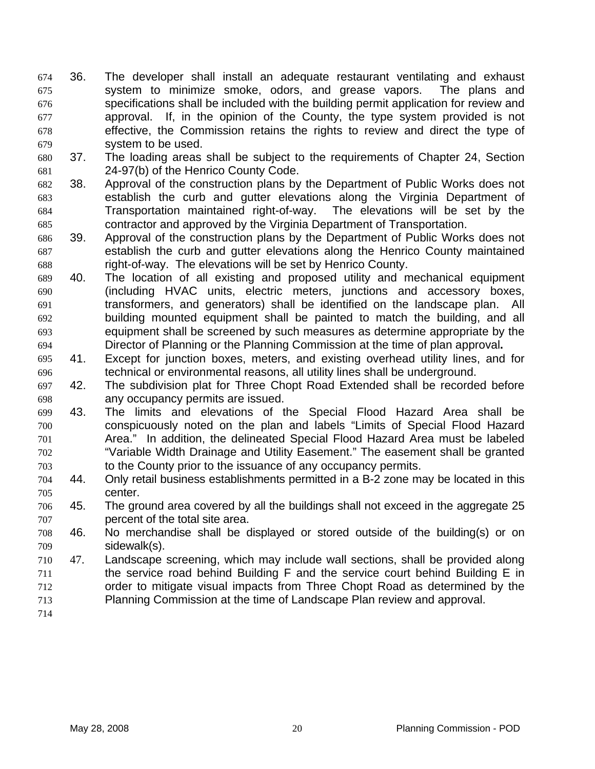36. The developer shall install an adequate restaurant ventilating and exhaust system to minimize smoke, odors, and grease vapors. The plans and specifications shall be included with the building permit application for review and approval. If, in the opinion of the County, the type system provided is not effective, the Commission retains the rights to review and direct the type of system to be used.
37. The loading areas shall be subject to the requirements of Chapter 24, Section 24-97(b) of the Henrico County Code.
38. Approval of the construction plans by the Department of Public Works does not establish the curb and gutter elevations along the Virginia Department of Transportation maintained right-of-way. The elevations will be set by the contractor and approved by the Virginia Department of Transportation.
39. Approval of the construction plans by the Department of Public Works does not establish the curb and gutter elevations along the Henrico County maintained right-of-way. The elevations will be set by Henrico County.
40. The location of all existing and proposed utility and mechanical equipment (including HVAC units, electric meters, junctions and accessory boxes, transformers, and generators) shall be identified on the landscape plan. All building mounted equipment shall be painted to match the building, and all equipment shall be screened by such measures as determine appropriate by the Director of Planning or the Planning Commission at the time of plan approval**.**
41. Except for junction boxes, meters, and existing overhead utility lines, and for technical or environmental reasons, all utility lines shall be underground.
42. The subdivision plat for Three Chopt Road Extended shall be recorded before any occupancy permits are issued.
43. The limits and elevations of the Special Flood Hazard Area shall be conspicuously noted on the plan and labels "Limits of Special Flood Hazard Area." In addition, the delineated Special Flood Hazard Area must be labeled "Variable Width Drainage and Utility Easement." The easement shall be granted to the County prior to the issuance of any occupancy permits.
44. Only retail business establishments permitted in a B-2 zone may be located in this center.
45. The ground area covered by all the buildings shall not exceed in the aggregate 25 percent of the total site area.
46. No merchandise shall be displayed or stored outside of the building(s) or on sidewalk(s).
47. Landscape screening, which may include wall sections, shall be provided along the service road behind Building F and the service court behind Building E in order to mitigate visual impacts from Three Chopt Road as determined by the Planning Commission at the time of Landscape Plan review and approval.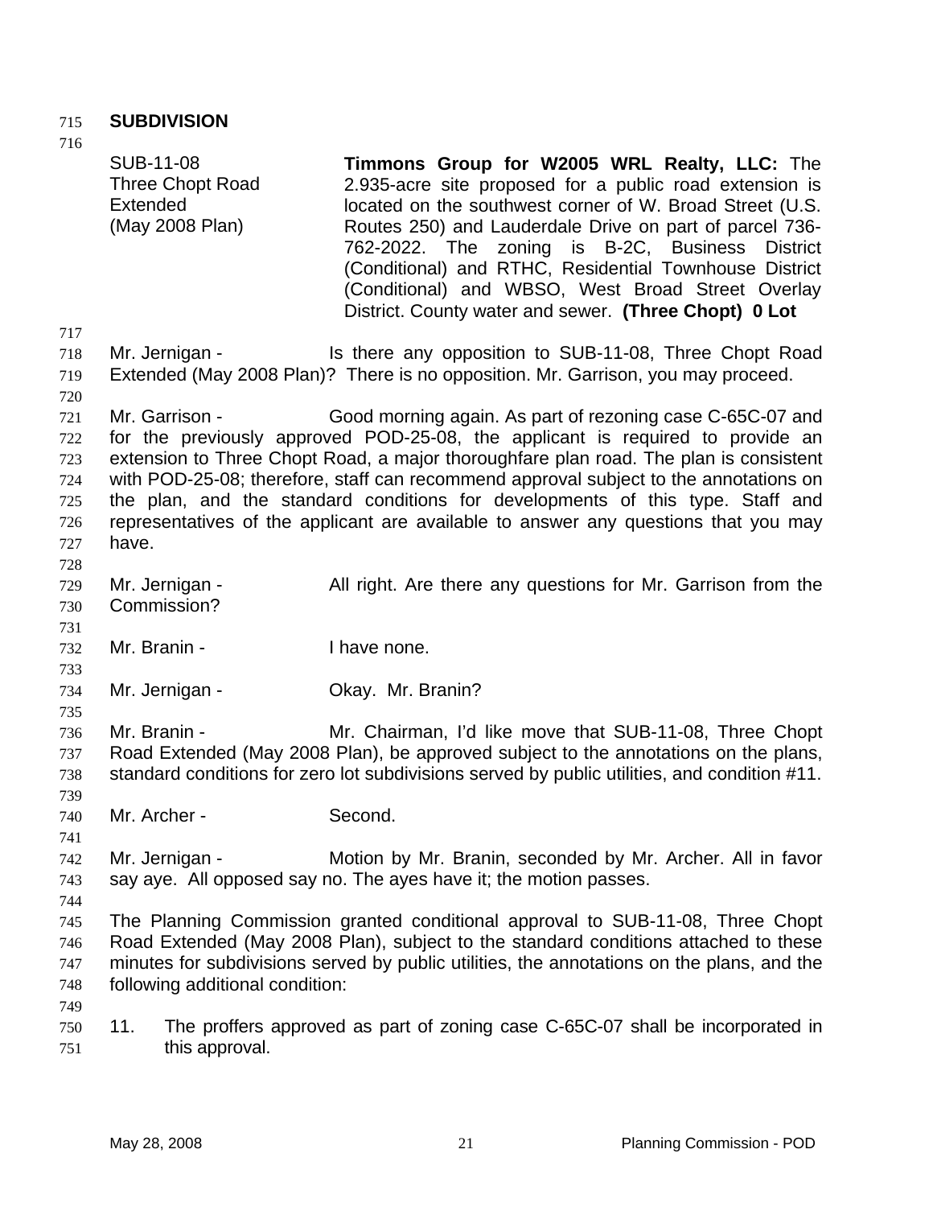## SUBDIVISION

SUB-11-08
Three Chopt Road Extended
(May 2008 Plan)

**Timmons Group for W2005 WRL Realty, LLC:** The 2.935-acre site proposed for a public road extension is located on the southwest corner of W. Broad Street (U.S. Routes 250) and Lauderdale Drive on part of parcel 736-762-2022. The zoning is B-2C, Business District (Conditional) and RTHC, Residential Townhouse District (Conditional) and WBSO, West Broad Street Overlay District. County water and sewer. **(Three Chopt) 0 Lot**

Mr. Jernigan - Is there any opposition to SUB-11-08, Three Chopt Road Extended (May 2008 Plan)? There is no opposition. Mr. Garrison, you may proceed.

Mr. Garrison - Good morning again. As part of rezoning case C-65C-07 and for the previously approved POD-25-08, the applicant is required to provide an extension to Three Chopt Road, a major thoroughfare plan road. The plan is consistent with POD-25-08; therefore, staff can recommend approval subject to the annotations on the plan, and the standard conditions for developments of this type. Staff and representatives of the applicant are available to answer any questions that you may have.

Mr. Jernigan - All right. Are there any questions for Mr. Garrison from the Commission?

Mr. Branin - I have none.

Mr. Jernigan - Okay. Mr. Branin?

Mr. Branin - Mr. Chairman, I'd like move that SUB-11-08, Three Chopt Road Extended (May 2008 Plan), be approved subject to the annotations on the plans, standard conditions for zero lot subdivisions served by public utilities, and condition #11.

Mr. Archer - Second.

Mr. Jernigan - Motion by Mr. Branin, seconded by Mr. Archer. All in favor say aye. All opposed say no. The ayes have it; the motion passes.

The Planning Commission granted conditional approval to SUB-11-08, Three Chopt Road Extended (May 2008 Plan), subject to the standard conditions attached to these minutes for subdivisions served by public utilities, the annotations on the plans, and the following additional condition:

11. The proffers approved as part of zoning case C-65C-07 shall be incorporated in this approval.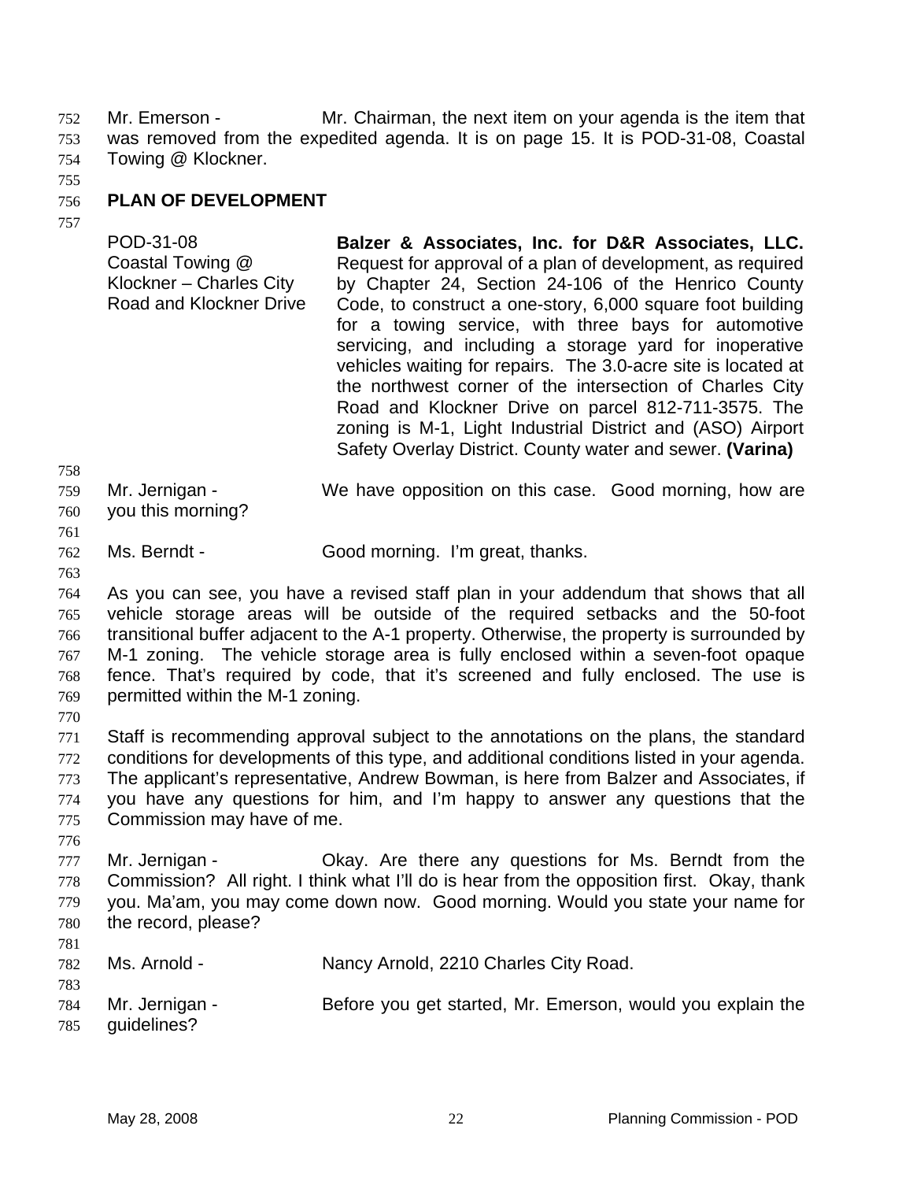Mr. Emerson - Mr. Chairman, the next item on your agenda is the item that was removed from the expedited agenda. It is on page 15. It is POD-31-08, Coastal Towing @ Klockner.

## PLAN OF DEVELOPMENT

| | |
|---|---|
| POD-31-08<br>Coastal Towing @ Klockner – Charles City Road and Klockner Drive | **Balzer & Associates, Inc. for D&R Associates, LLC.** Request for approval of a plan of development, as required by Chapter 24, Section 24-106 of the Henrico County Code, to construct a one-story, 6,000 square foot building for a towing service, with three bays for automotive servicing, and including a storage yard for inoperative vehicles waiting for repairs. The 3.0-acre site is located at the northwest corner of the intersection of Charles City Road and Klockner Drive on parcel 812-711-3575. The zoning is M-1, Light Industrial District and (ASO) Airport Safety Overlay District. County water and sewer. **(Varina)** |

Mr. Jernigan - We have opposition on this case. Good morning, how are you this morning?

Ms. Berndt - Good morning. I'm great, thanks.

As you can see, you have a revised staff plan in your addendum that shows that all vehicle storage areas will be outside of the required setbacks and the 50-foot transitional buffer adjacent to the A-1 property. Otherwise, the property is surrounded by M-1 zoning. The vehicle storage area is fully enclosed within a seven-foot opaque fence. That's required by code, that it's screened and fully enclosed. The use is permitted within the M-1 zoning.

Staff is recommending approval subject to the annotations on the plans, the standard conditions for developments of this type, and additional conditions listed in your agenda. The applicant's representative, Andrew Bowman, is here from Balzer and Associates, if you have any questions for him, and I'm happy to answer any questions that the Commission may have of me.

Mr. Jernigan - Okay. Are there any questions for Ms. Berndt from the Commission? All right. I think what I'll do is hear from the opposition first. Okay, thank you. Ma'am, you may come down now. Good morning. Would you state your name for the record, please?

Ms. Arnold - Nancy Arnold, 2210 Charles City Road.

Mr. Jernigan - Before you get started, Mr. Emerson, would you explain the guidelines?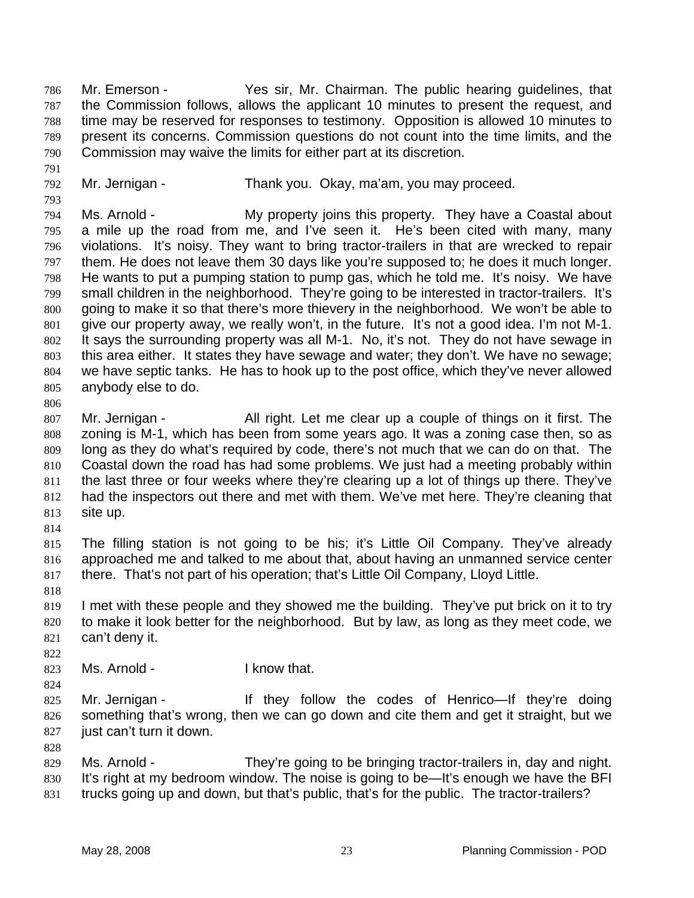Mr. Emerson - Yes sir, Mr. Chairman. The public hearing guidelines, that the Commission follows, allows the applicant 10 minutes to present the request, and time may be reserved for responses to testimony. Opposition is allowed 10 minutes to present its concerns. Commission questions do not count into the time limits, and the Commission may waive the limits for either part at its discretion.

Mr. Jernigan - Thank you. Okay, ma'am, you may proceed.

Ms. Arnold - My property joins this property. They have a Coastal about a mile up the road from me, and I've seen it. He's been cited with many, many violations. It's noisy. They want to bring tractor-trailers in that are wrecked to repair them. He does not leave them 30 days like you're supposed to; he does it much longer. He wants to put a pumping station to pump gas, which he told me. It's noisy. We have small children in the neighborhood. They're going to be interested in tractor-trailers. It's going to make it so that there's more thievery in the neighborhood. We won't be able to give our property away, we really won't, in the future. It's not a good idea. I'm not M-1. It says the surrounding property was all M-1. No, it's not. They do not have sewage in this area either. It states they have sewage and water; they don't. We have no sewage; we have septic tanks. He has to hook up to the post office, which they've never allowed anybody else to do.

Mr. Jernigan - All right. Let me clear up a couple of things on it first. The zoning is M-1, which has been from some years ago. It was a zoning case then, so as long as they do what's required by code, there's not much that we can do on that. The Coastal down the road has had some problems. We just had a meeting probably within the last three or four weeks where they're clearing up a lot of things up there. They've had the inspectors out there and met with them. We've met here. They're cleaning that site up.

The filling station is not going to be his; it's Little Oil Company. They've already approached me and talked to me about that, about having an unmanned service center there. That's not part of his operation; that's Little Oil Company, Lloyd Little.

I met with these people and they showed me the building. They've put brick on it to try to make it look better for the neighborhood. But by law, as long as they meet code, we can't deny it.

Ms. Arnold - I know that.

Mr. Jernigan - If they follow the codes of Henrico—If they're doing something that's wrong, then we can go down and cite them and get it straight, but we just can't turn it down.

Ms. Arnold - They're going to be bringing tractor-trailers in, day and night. It's right at my bedroom window. The noise is going to be—It's enough we have the BFI trucks going up and down, but that's public, that's for the public. The tractor-trailers?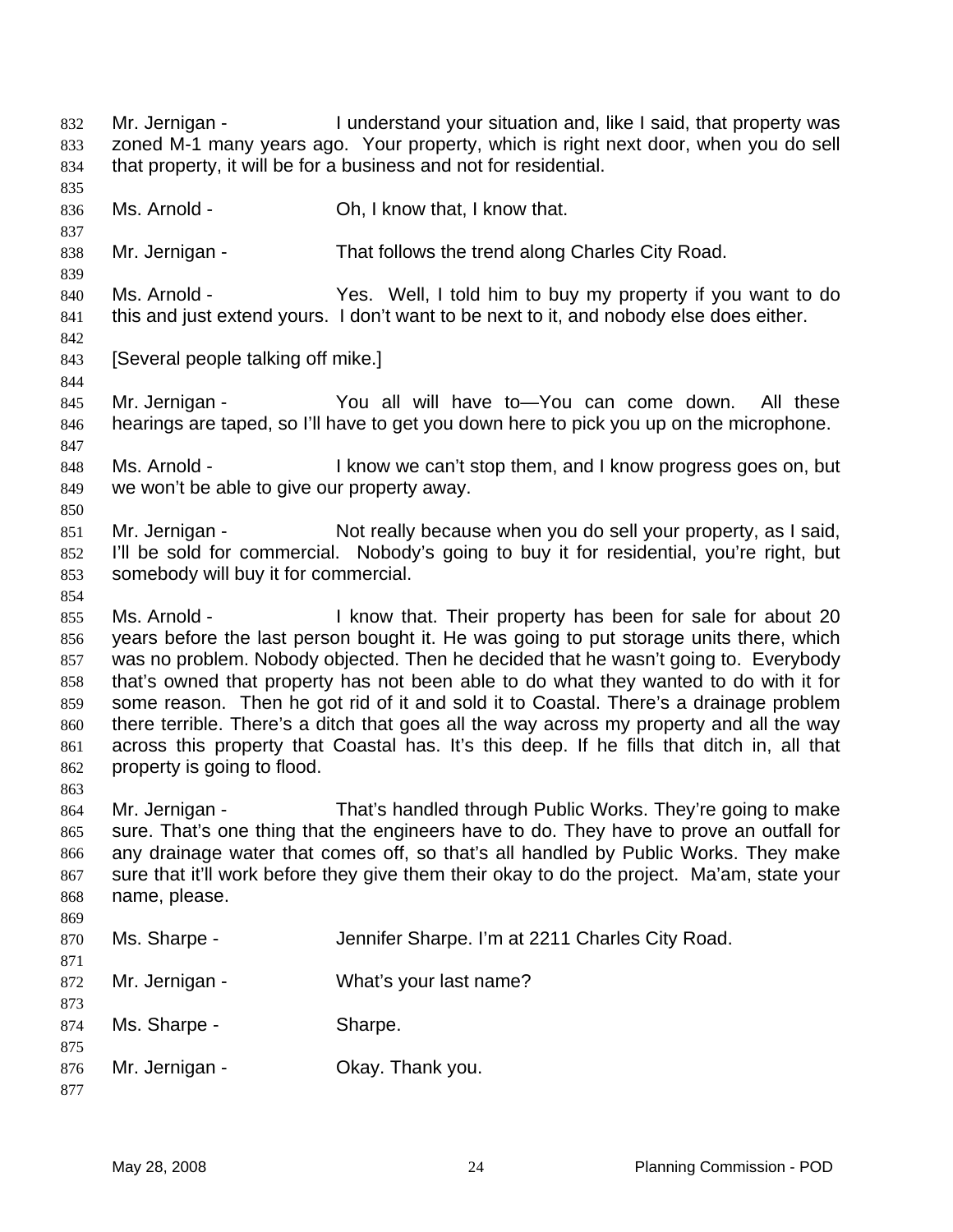Mr. Jernigan - I understand your situation and, like I said, that property was zoned M-1 many years ago. Your property, which is right next door, when you do sell that property, it will be for a business and not for residential.

Ms. Arnold - Oh, I know that, I know that.

Mr. Jernigan - That follows the trend along Charles City Road.

Ms. Arnold - Yes. Well, I told him to buy my property if you want to do this and just extend yours. I don't want to be next to it, and nobody else does either.

[Several people talking off mike.]

Mr. Jernigan - You all will have to—You can come down. All these hearings are taped, so I'll have to get you down here to pick you up on the microphone.

Ms. Arnold - I know we can't stop them, and I know progress goes on, but we won't be able to give our property away.

Mr. Jernigan - Not really because when you do sell your property, as I said, I'll be sold for commercial. Nobody's going to buy it for residential, you're right, but somebody will buy it for commercial.

Ms. Arnold - I know that. Their property has been for sale for about 20 years before the last person bought it. He was going to put storage units there, which was no problem. Nobody objected. Then he decided that he wasn't going to. Everybody that's owned that property has not been able to do what they wanted to do with it for some reason. Then he got rid of it and sold it to Coastal. There's a drainage problem there terrible. There's a ditch that goes all the way across my property and all the way across this property that Coastal has. It's this deep. If he fills that ditch in, all that property is going to flood.

Mr. Jernigan - That's handled through Public Works. They're going to make sure. That's one thing that the engineers have to do. They have to prove an outfall for any drainage water that comes off, so that's all handled by Public Works. They make sure that it'll work before they give them their okay to do the project. Ma'am, state your name, please.

Ms. Sharpe - Jennifer Sharpe. I'm at 2211 Charles City Road.

Mr. Jernigan - What's your last name?

Ms. Sharpe - Sharpe.

Mr. Jernigan - Okay. Thank you.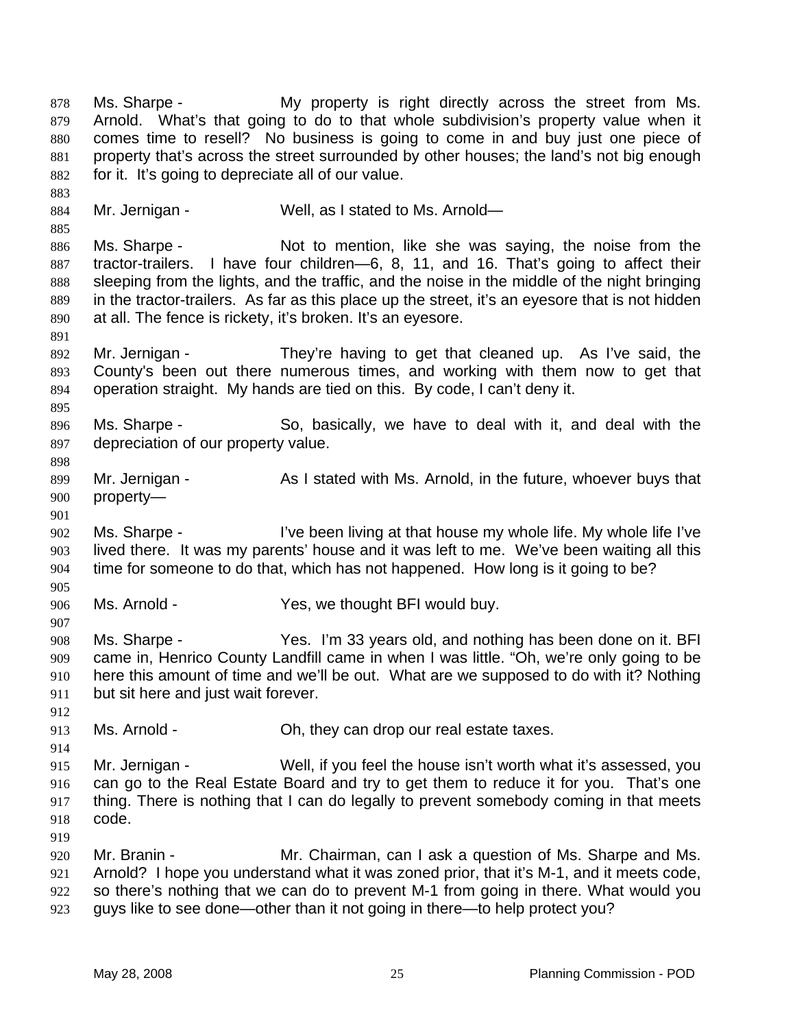Ms. Sharpe - My property is right directly across the street from Ms. Arnold. What's that going to do to that whole subdivision's property value when it comes time to resell? No business is going to come in and buy just one piece of property that's across the street surrounded by other houses; the land's not big enough for it. It's going to depreciate all of our value.

Mr. Jernigan - Well, as I stated to Ms. Arnold—

Ms. Sharpe - Not to mention, like she was saying, the noise from the tractor-trailers. I have four children—6, 8, 11, and 16. That's going to affect their sleeping from the lights, and the traffic, and the noise in the middle of the night bringing in the tractor-trailers. As far as this place up the street, it's an eyesore that is not hidden at all. The fence is rickety, it's broken. It's an eyesore.

Mr. Jernigan - They're having to get that cleaned up. As I've said, the County's been out there numerous times, and working with them now to get that operation straight. My hands are tied on this. By code, I can't deny it.

Ms. Sharpe - So, basically, we have to deal with it, and deal with the depreciation of our property value.

Mr. Jernigan - As I stated with Ms. Arnold, in the future, whoever buys that property—

Ms. Sharpe - I've been living at that house my whole life. My whole life I've lived there. It was my parents' house and it was left to me. We've been waiting all this time for someone to do that, which has not happened. How long is it going to be?

Ms. Arnold - Yes, we thought BFI would buy.

Ms. Sharpe - Yes. I'm 33 years old, and nothing has been done on it. BFI came in, Henrico County Landfill came in when I was little. "Oh, we're only going to be here this amount of time and we'll be out. What are we supposed to do with it? Nothing but sit here and just wait forever.

Ms. Arnold - Oh, they can drop our real estate taxes.

Mr. Jernigan - Well, if you feel the house isn't worth what it's assessed, you can go to the Real Estate Board and try to get them to reduce it for you. That's one thing. There is nothing that I can do legally to prevent somebody coming in that meets code.

Mr. Branin - Mr. Chairman, can I ask a question of Ms. Sharpe and Ms. Arnold? I hope you understand what it was zoned prior, that it's M-1, and it meets code, so there's nothing that we can do to prevent M-1 from going in there. What would you guys like to see done—other than it not going in there—to help protect you?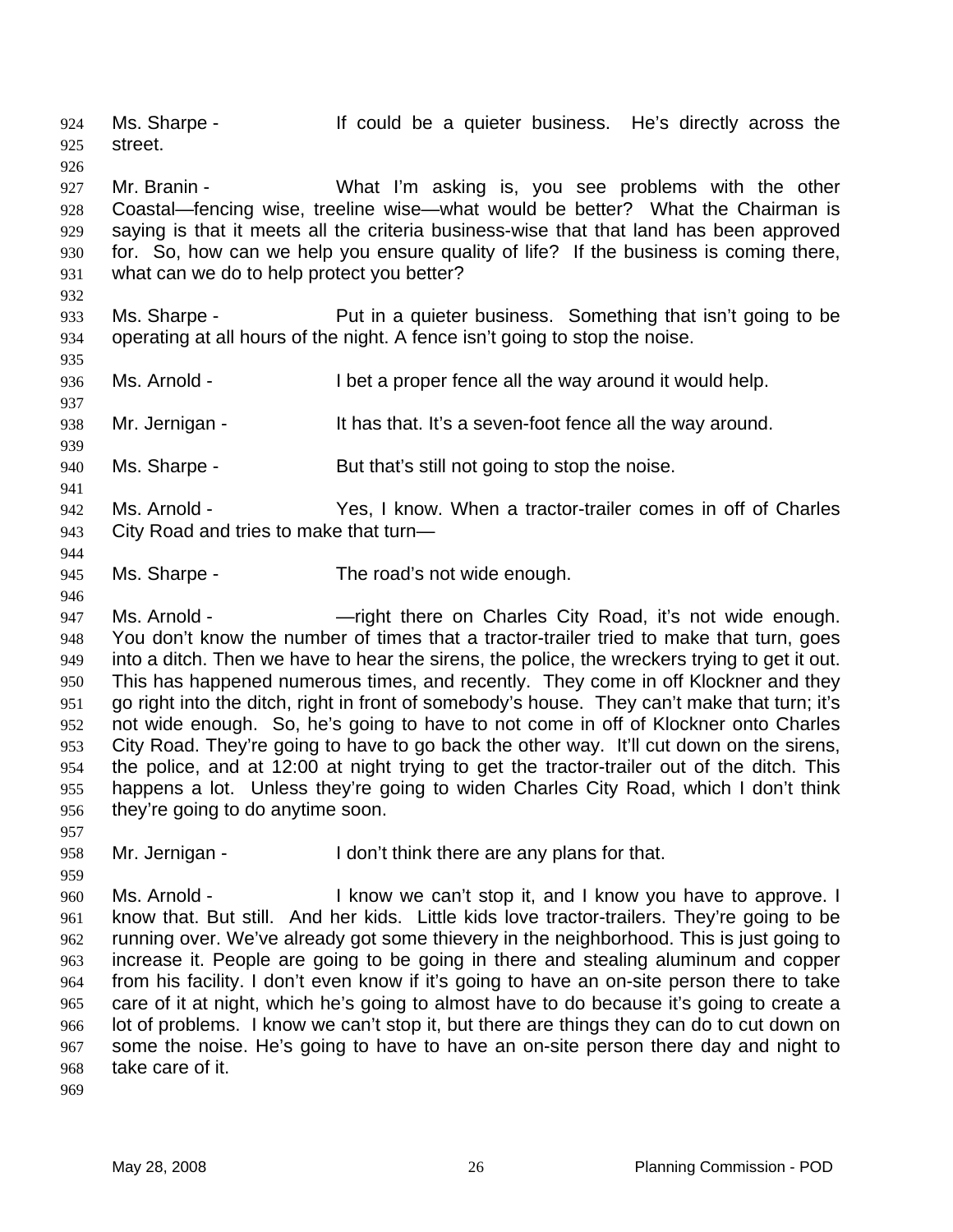Ms. Sharpe - If could be a quieter business. He's directly across the street.

Mr. Branin - What I'm asking is, you see problems with the other Coastal—fencing wise, treeline wise—what would be better? What the Chairman is saying is that it meets all the criteria business-wise that that land has been approved for. So, how can we help you ensure quality of life? If the business is coming there, what can we do to help protect you better?

Ms. Sharpe - Put in a quieter business. Something that isn't going to be operating at all hours of the night. A fence isn't going to stop the noise.

Ms. Arnold - I bet a proper fence all the way around it would help.

Mr. Jernigan - It has that. It's a seven-foot fence all the way around.

Ms. Sharpe - But that's still not going to stop the noise.

Ms. Arnold - Yes, I know. When a tractor-trailer comes in off of Charles City Road and tries to make that turn—

Ms. Sharpe - The road's not wide enough.

Ms. Arnold - —right there on Charles City Road, it's not wide enough. You don't know the number of times that a tractor-trailer tried to make that turn, goes into a ditch. Then we have to hear the sirens, the police, the wreckers trying to get it out. This has happened numerous times, and recently. They come in off Klockner and they go right into the ditch, right in front of somebody's house. They can't make that turn; it's not wide enough. So, he's going to have to not come in off of Klockner onto Charles City Road. They're going to have to go back the other way. It'll cut down on the sirens, the police, and at 12:00 at night trying to get the tractor-trailer out of the ditch. This happens a lot. Unless they're going to widen Charles City Road, which I don't think they're going to do anytime soon.

Mr. Jernigan - I don't think there are any plans for that.

Ms. Arnold - I know we can't stop it, and I know you have to approve. I know that. But still. And her kids. Little kids love tractor-trailers. They're going to be running over. We've already got some thievery in the neighborhood. This is just going to increase it. People are going to be going in there and stealing aluminum and copper from his facility. I don't even know if it's going to have an on-site person there to take care of it at night, which he's going to almost have to do because it's going to create a lot of problems. I know we can't stop it, but there are things they can do to cut down on some the noise. He's going to have to have an on-site person there day and night to take care of it.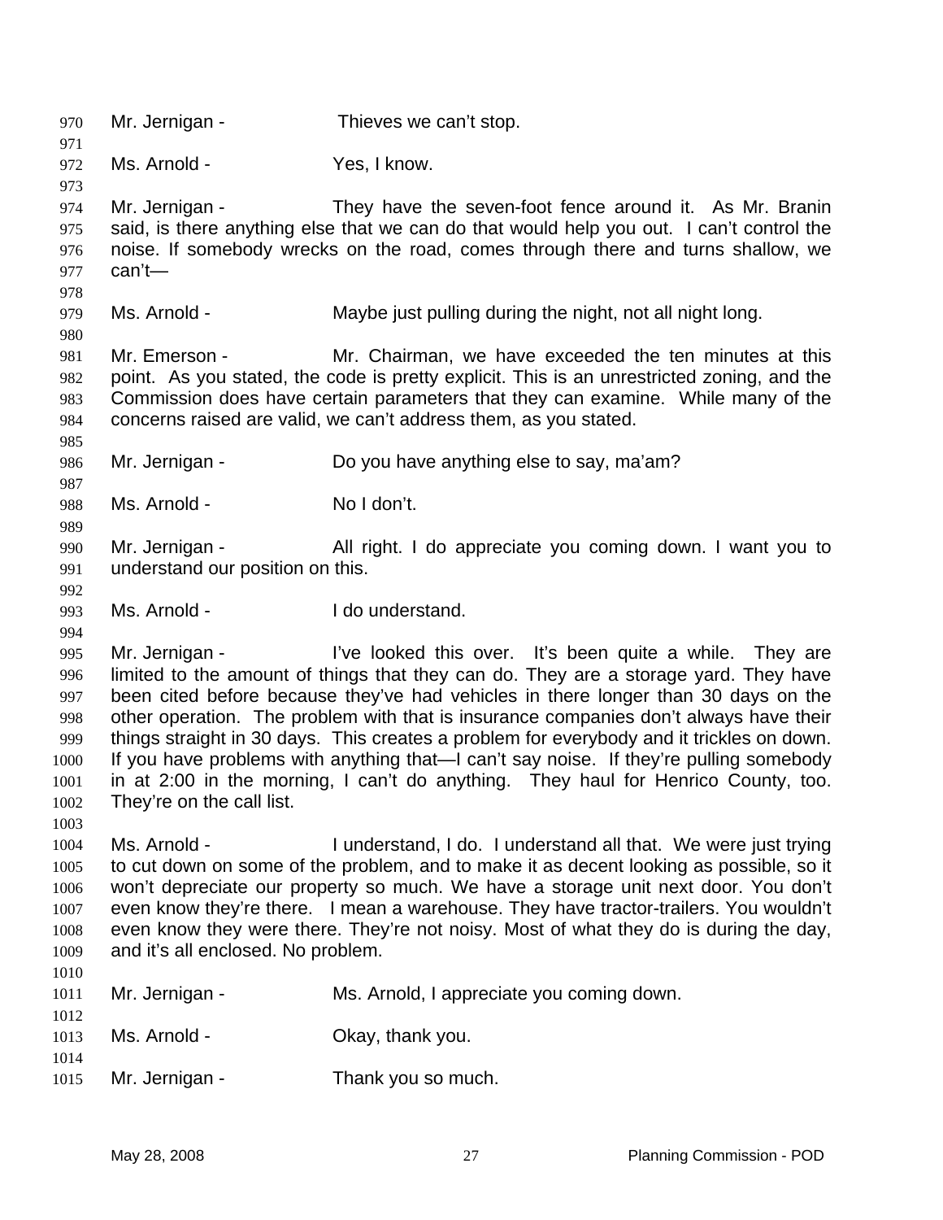Mr. Jernigan - Thieves we can't stop.

Ms. Arnold - Yes, I know.

Mr. Jernigan - They have the seven-foot fence around it. As Mr. Branin said, is there anything else that we can do that would help you out. I can't control the noise. If somebody wrecks on the road, comes through there and turns shallow, we can't—

Ms. Arnold - Maybe just pulling during the night, not all night long.

Mr. Emerson - Mr. Chairman, we have exceeded the ten minutes at this point. As you stated, the code is pretty explicit. This is an unrestricted zoning, and the Commission does have certain parameters that they can examine. While many of the concerns raised are valid, we can't address them, as you stated.

Mr. Jernigan - Do you have anything else to say, ma'am?

Ms. Arnold - No I don't.

Mr. Jernigan - All right. I do appreciate you coming down. I want you to understand our position on this.

Ms. Arnold - I do understand.

Mr. Jernigan - I've looked this over. It's been quite a while. They are limited to the amount of things that they can do. They are a storage yard. They have been cited before because they've had vehicles in there longer than 30 days on the other operation. The problem with that is insurance companies don't always have their things straight in 30 days. This creates a problem for everybody and it trickles on down. If you have problems with anything that—I can't say noise. If they're pulling somebody in at 2:00 in the morning, I can't do anything. They haul for Henrico County, too. They're on the call list.

Ms. Arnold - I understand, I do. I understand all that. We were just trying to cut down on some of the problem, and to make it as decent looking as possible, so it won't depreciate our property so much. We have a storage unit next door. You don't even know they're there. I mean a warehouse. They have tractor-trailers. You wouldn't even know they were there. They're not noisy. Most of what they do is during the day, and it's all enclosed. No problem.

Mr. Jernigan - Ms. Arnold, I appreciate you coming down.

Ms. Arnold - Okay, thank you.

Mr. Jernigan - Thank you so much.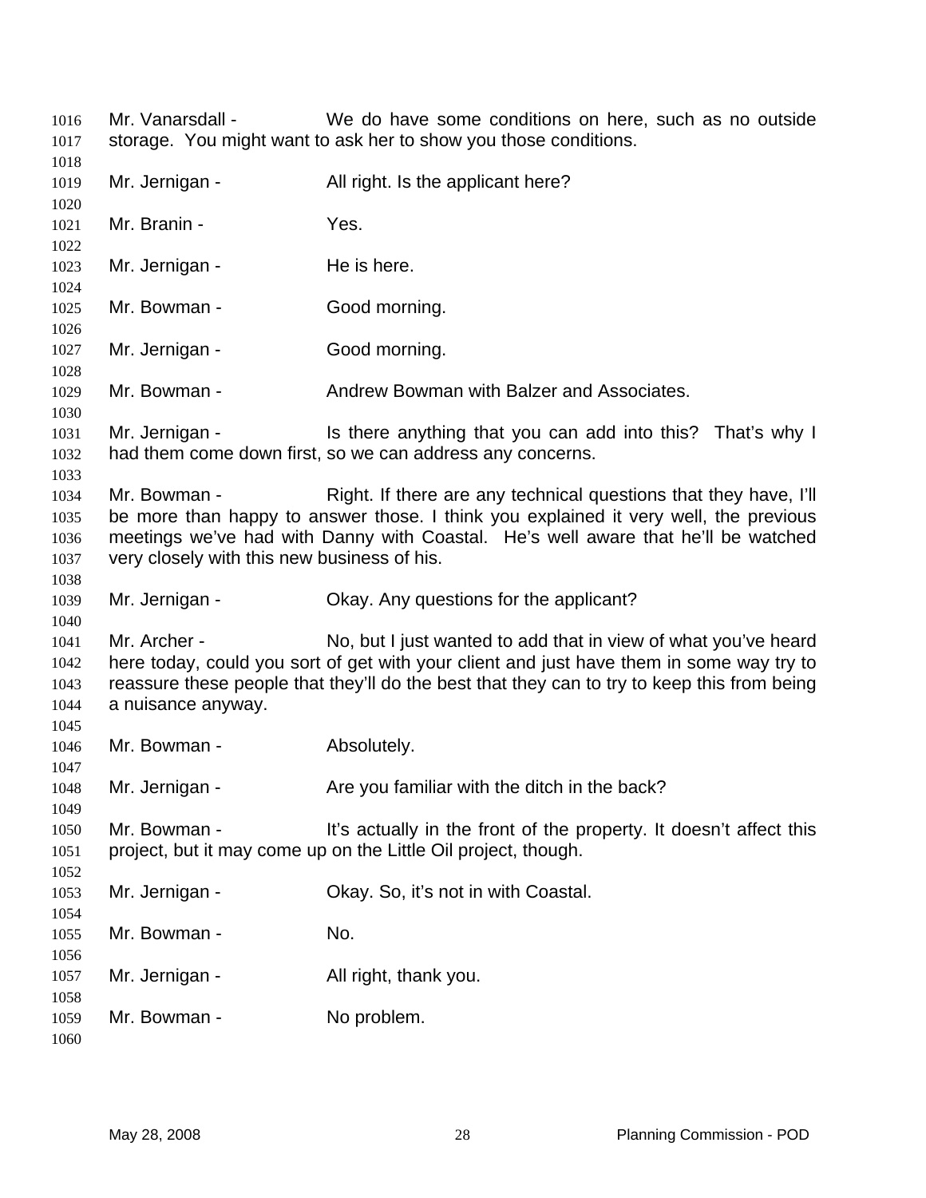Mr. Vanarsdall - We do have some conditions on here, such as no outside storage. You might want to ask her to show you those conditions.

Mr. Jernigan - All right. Is the applicant here?

Mr. Branin - Yes.

Mr. Jernigan - He is here.

Mr. Bowman - Good morning.

Mr. Jernigan - Good morning.

Mr. Bowman - Andrew Bowman with Balzer and Associates.

Mr. Jernigan - Is there anything that you can add into this? That's why I had them come down first, so we can address any concerns.

Mr. Bowman - Right. If there are any technical questions that they have, I'll be more than happy to answer those. I think you explained it very well, the previous meetings we've had with Danny with Coastal. He's well aware that he'll be watched very closely with this new business of his.

Mr. Jernigan - Okay. Any questions for the applicant?

Mr. Archer - No, but I just wanted to add that in view of what you've heard here today, could you sort of get with your client and just have them in some way try to reassure these people that they'll do the best that they can to try to keep this from being a nuisance anyway.

Mr. Bowman - Absolutely.

Mr. Jernigan - Are you familiar with the ditch in the back?

Mr. Bowman - It's actually in the front of the property. It doesn't affect this project, but it may come up on the Little Oil project, though.

Mr. Jernigan - Okay. So, it's not in with Coastal.

Mr. Bowman - No.

Mr. Jernigan - All right, thank you.

Mr. Bowman - No problem.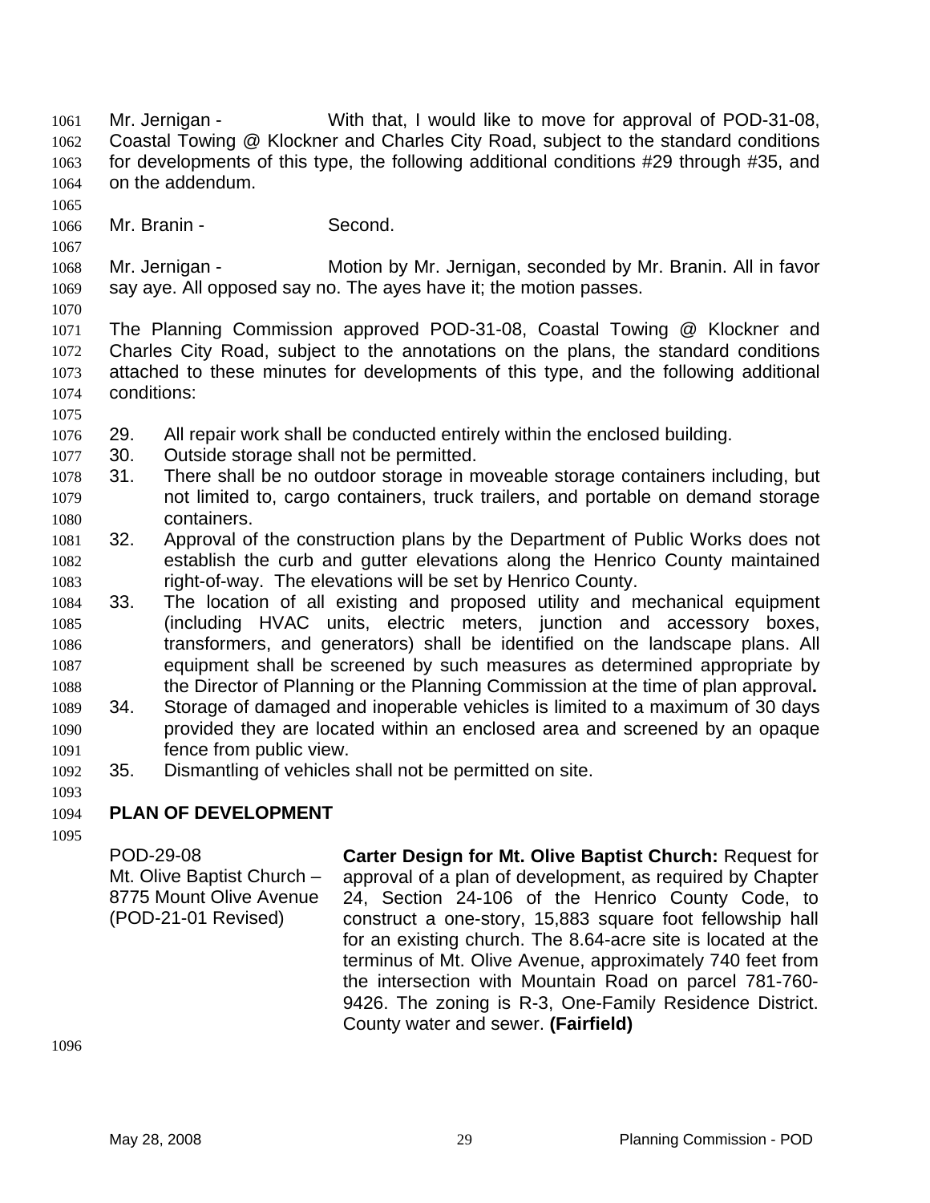Mr. Jernigan - With that, I would like to move for approval of POD-31-08, Coastal Towing @ Klockner and Charles City Road, subject to the standard conditions for developments of this type, the following additional conditions #29 through #35, and on the addendum.

Mr. Branin - Second.

Mr. Jernigan - Motion by Mr. Jernigan, seconded by Mr. Branin. All in favor say aye. All opposed say no. The ayes have it; the motion passes.

The Planning Commission approved POD-31-08, Coastal Towing @ Klockner and Charles City Road, subject to the annotations on the plans, the standard conditions attached to these minutes for developments of this type, and the following additional conditions:

29. All repair work shall be conducted entirely within the enclosed building.
30. Outside storage shall not be permitted.
31. There shall be no outdoor storage in moveable storage containers including, but not limited to, cargo containers, truck trailers, and portable on demand storage containers.
32. Approval of the construction plans by the Department of Public Works does not establish the curb and gutter elevations along the Henrico County maintained right-of-way. The elevations will be set by Henrico County.
33. The location of all existing and proposed utility and mechanical equipment (including HVAC units, electric meters, junction and accessory boxes, transformers, and generators) shall be identified on the landscape plans. All equipment shall be screened by such measures as determined appropriate by the Director of Planning or the Planning Commission at the time of plan approval**.**
34. Storage of damaged and inoperable vehicles is limited to a maximum of 30 days provided they are located within an enclosed area and screened by an opaque fence from public view.
35. Dismantling of vehicles shall not be permitted on site.

## PLAN OF DEVELOPMENT

POD-29-08
Mt. Olive Baptist Church – 8775 Mount Olive Avenue
(POD-21-01 Revised)

**Carter Design for Mt. Olive Baptist Church:** Request for approval of a plan of development, as required by Chapter 24, Section 24-106 of the Henrico County Code, to construct a one-story, 15,883 square foot fellowship hall for an existing church. The 8.64-acre site is located at the terminus of Mt. Olive Avenue, approximately 740 feet from the intersection with Mountain Road on parcel 781-760-9426. The zoning is R-3, One-Family Residence District. County water and sewer. **(Fairfield)**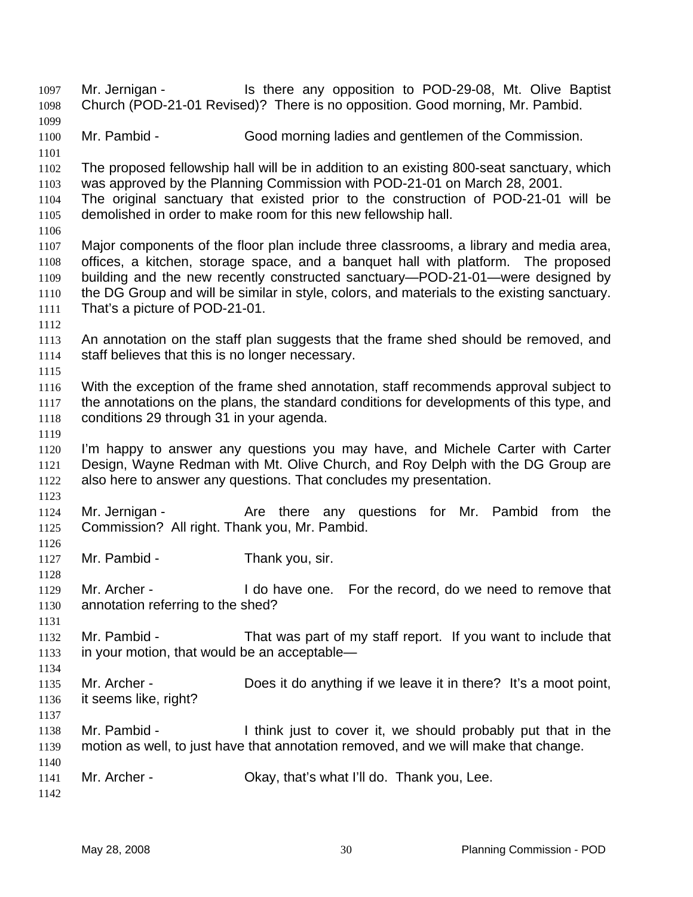Mr. Jernigan - Is there any opposition to POD-29-08, Mt. Olive Baptist Church (POD-21-01 Revised)? There is no opposition. Good morning, Mr. Pambid.

Mr. Pambid - Good morning ladies and gentlemen of the Commission.

The proposed fellowship hall will be in addition to an existing 800-seat sanctuary, which was approved by the Planning Commission with POD-21-01 on March 28, 2001. The original sanctuary that existed prior to the construction of POD-21-01 will be demolished in order to make room for this new fellowship hall.

Major components of the floor plan include three classrooms, a library and media area, offices, a kitchen, storage space, and a banquet hall with platform. The proposed building and the new recently constructed sanctuary—POD-21-01—were designed by the DG Group and will be similar in style, colors, and materials to the existing sanctuary. That's a picture of POD-21-01.

An annotation on the staff plan suggests that the frame shed should be removed, and staff believes that this is no longer necessary.

With the exception of the frame shed annotation, staff recommends approval subject to the annotations on the plans, the standard conditions for developments of this type, and conditions 29 through 31 in your agenda.

I'm happy to answer any questions you may have, and Michele Carter with Carter Design, Wayne Redman with Mt. Olive Church, and Roy Delph with the DG Group are also here to answer any questions. That concludes my presentation.

Mr. Jernigan - Are there any questions for Mr. Pambid from the Commission? All right. Thank you, Mr. Pambid.

Mr. Pambid - Thank you, sir.

Mr. Archer - I do have one. For the record, do we need to remove that annotation referring to the shed?

Mr. Pambid - That was part of my staff report. If you want to include that in your motion, that would be an acceptable—

Mr. Archer - Does it do anything if we leave it in there? It's a moot point, it seems like, right?

Mr. Pambid - I think just to cover it, we should probably put that in the motion as well, to just have that annotation removed, and we will make that change.

Mr. Archer - Okay, that's what I'll do. Thank you, Lee.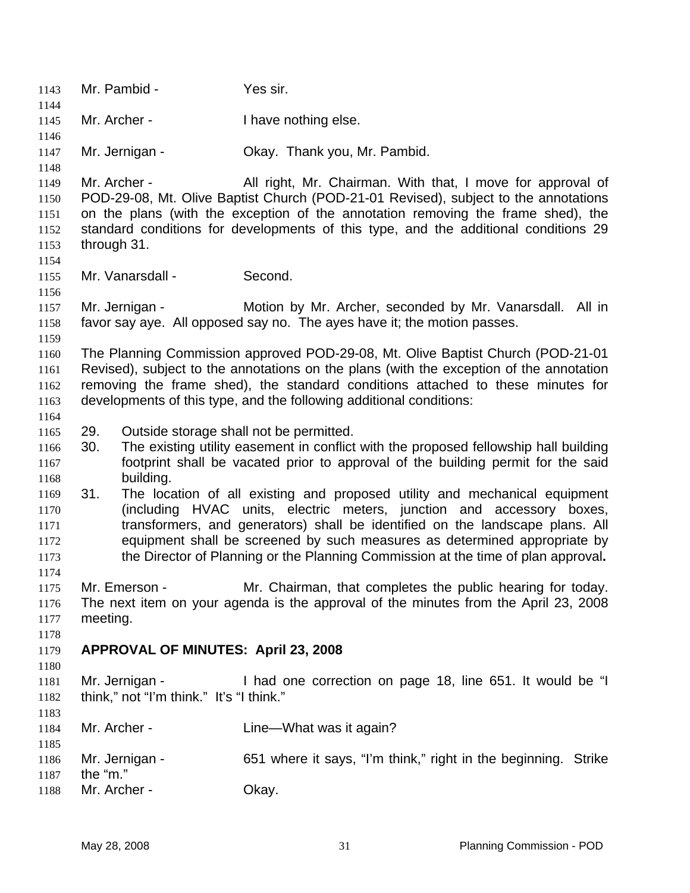Mr. Pambid - Yes sir.

Mr. Archer - I have nothing else.

Mr. Jernigan - Okay. Thank you, Mr. Pambid.

Mr. Archer - All right, Mr. Chairman. With that, I move for approval of POD-29-08, Mt. Olive Baptist Church (POD-21-01 Revised), subject to the annotations on the plans (with the exception of the annotation removing the frame shed), the standard conditions for developments of this type, and the additional conditions 29 through 31.

Mr. Vanarsdall - Second.

Mr. Jernigan - Motion by Mr. Archer, seconded by Mr. Vanarsdall. All in favor say aye. All opposed say no. The ayes have it; the motion passes.

The Planning Commission approved POD-29-08, Mt. Olive Baptist Church (POD-21-01 Revised), subject to the annotations on the plans (with the exception of the annotation removing the frame shed), the standard conditions attached to these minutes for developments of this type, and the following additional conditions:

29. Outside storage shall not be permitted.
30. The existing utility easement in conflict with the proposed fellowship hall building footprint shall be vacated prior to approval of the building permit for the said building.
31. The location of all existing and proposed utility and mechanical equipment (including HVAC units, electric meters, junction and accessory boxes, transformers, and generators) shall be identified on the landscape plans. All equipment shall be screened by such measures as determined appropriate by the Director of Planning or the Planning Commission at the time of plan approval**.**

Mr. Emerson - Mr. Chairman, that completes the public hearing for today. The next item on your agenda is the approval of the minutes from the April 23, 2008 meeting.

**APPROVAL OF MINUTES: April 23, 2008**

Mr. Jernigan - I had one correction on page 18, line 651. It would be "I think," not "I'm think." It's "I think."

Mr. Archer - Line—What was it again?

Mr. Jernigan - 651 where it says, "I'm think," right in the beginning. Strike the "m."

Mr. Archer - Okay.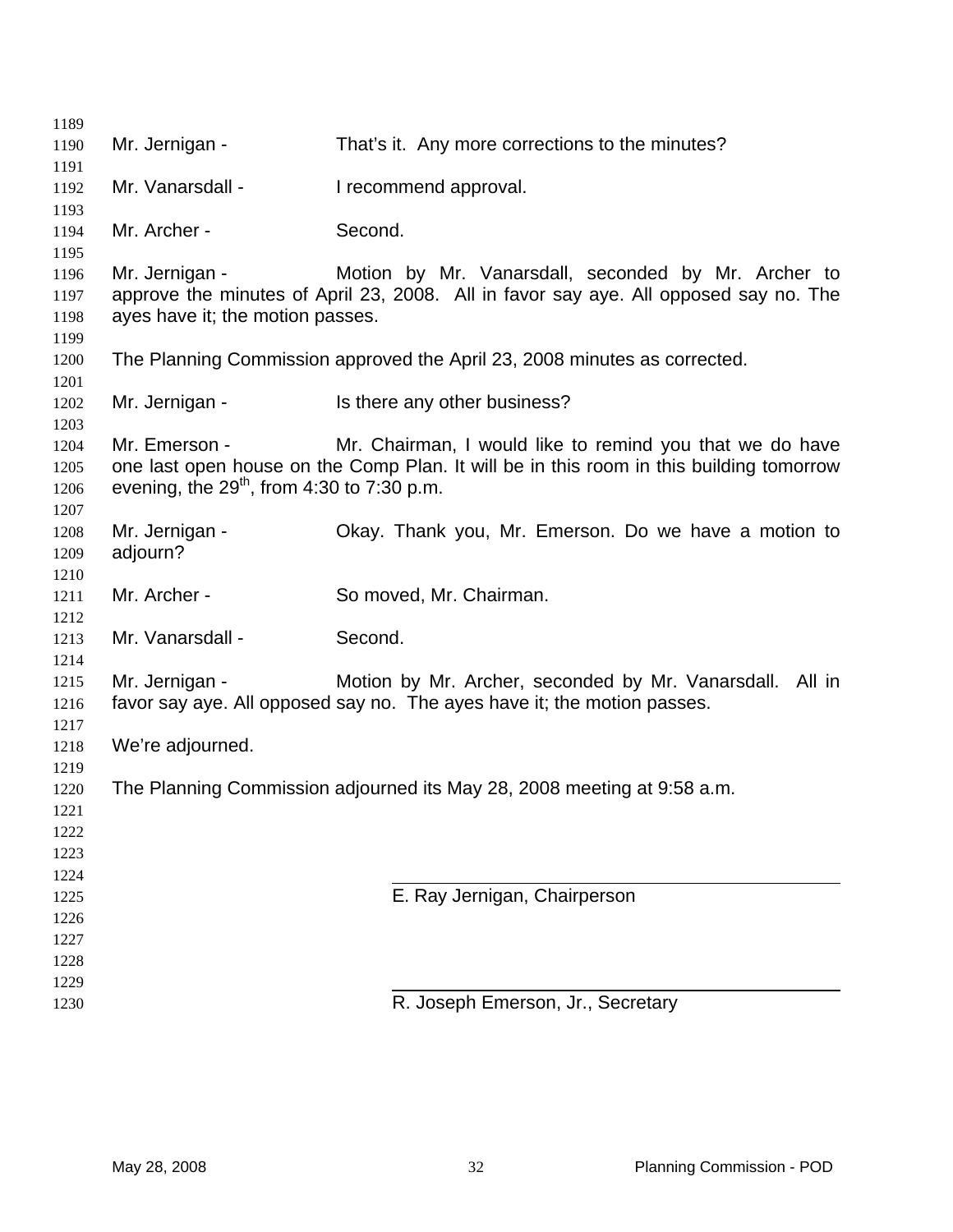Mr. Jernigan - That's it. Any more corrections to the minutes?

Mr. Vanarsdall - I recommend approval.

Mr. Archer - Second.

Mr. Jernigan - Motion by Mr. Vanarsdall, seconded by Mr. Archer to approve the minutes of April 23, 2008. All in favor say aye. All opposed say no. The ayes have it; the motion passes.

The Planning Commission approved the April 23, 2008 minutes as corrected.

Mr. Jernigan - Is there any other business?

Mr. Emerson - Mr. Chairman, I would like to remind you that we do have one last open house on the Comp Plan. It will be in this room in this building tomorrow evening, the 29th, from 4:30 to 7:30 p.m.

Mr. Jernigan - Okay. Thank you, Mr. Emerson. Do we have a motion to adjourn?

Mr. Archer - So moved, Mr. Chairman.

Mr. Vanarsdall - Second.

Mr. Jernigan - Motion by Mr. Archer, seconded by Mr. Vanarsdall. All in favor say aye. All opposed say no. The ayes have it; the motion passes.

We're adjourned.

The Planning Commission adjourned its May 28, 2008 meeting at 9:58 a.m.

\_\_\_\_\_\_\_\_\_\_\_\_\_\_\_\_\_\_\_\_\_\_\_\_\_\_\_\_\_\_\_\_\_\_\_\_\_\_\_\_

E. Ray Jernigan, Chairperson

\_\_\_\_\_\_\_\_\_\_\_\_\_\_\_\_\_\_\_\_\_\_\_\_\_\_\_\_\_\_\_\_\_\_\_\_\_\_\_\_

R. Joseph Emerson, Jr., Secretary